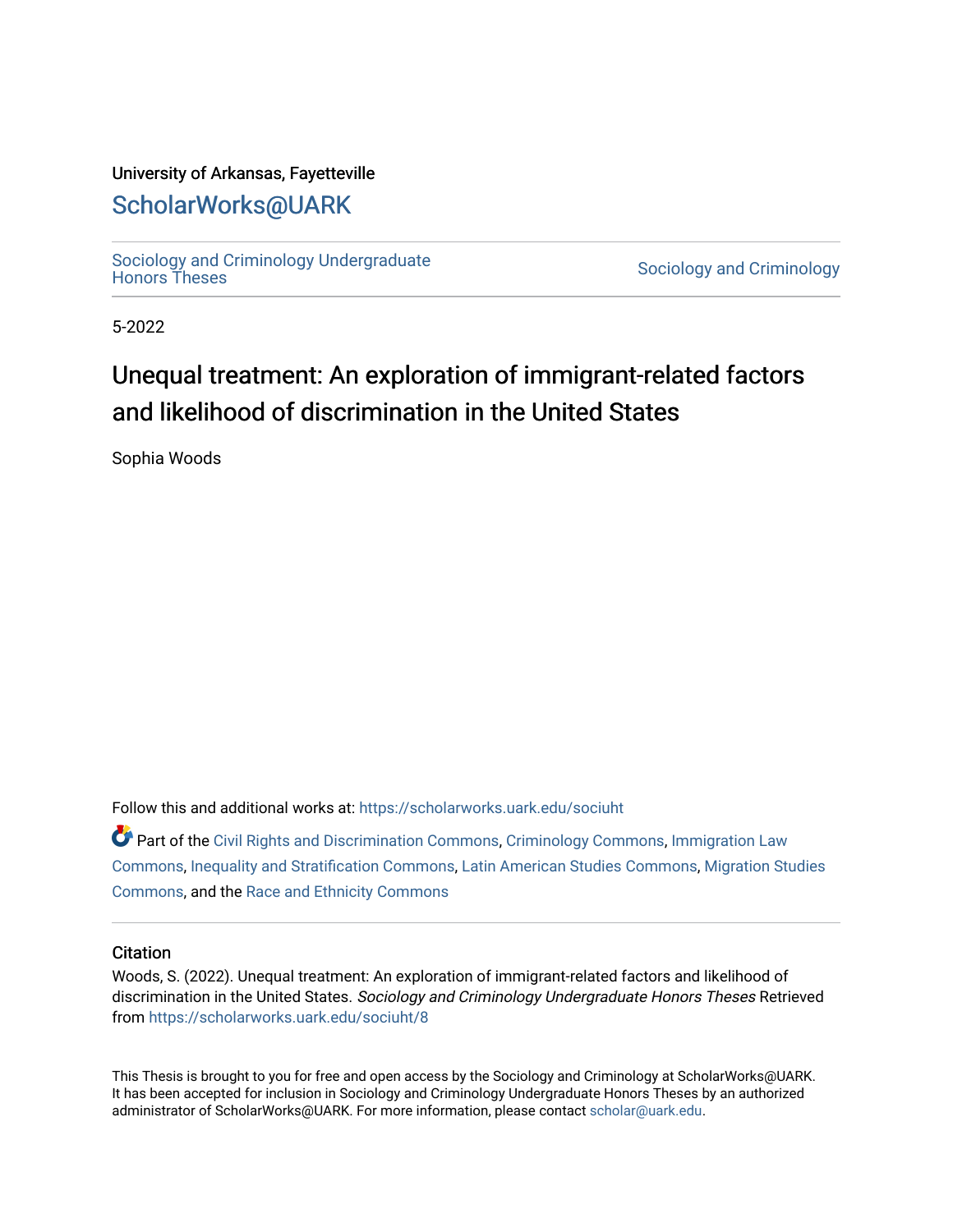University of Arkansas, Fayetteville

## ScholarWorks@UARK

Sociology and Criminology Undergraduate Honors Theses | Sociology and Criminology

5-2022

# Unequal treatment: An exploration of immigrant-related factors and likelihood of discrimination in the United States

Sophia Woods

Follow this and additional works at: https://scholarworks.uark.edu/sociuht

Part of the Civil Rights and Discrimination Commons, Criminology Commons, Immigration Law Commons, Inequality and Stratification Commons, Latin American Studies Commons, Migration Studies Commons, and the Race and Ethnicity Commons

### Citation

Woods, S. (2022). Unequal treatment: An exploration of immigrant-related factors and likelihood of discrimination in the United States. *Sociology and Criminology Undergraduate Honors Theses* Retrieved from https://scholarworks.uark.edu/sociuht/8

This Thesis is brought to you for free and open access by the Sociology and Criminology at ScholarWorks@UARK. It has been accepted for inclusion in Sociology and Criminology Undergraduate Honors Theses by an authorized administrator of ScholarWorks@UARK. For more information, please contact scholar@uark.edu.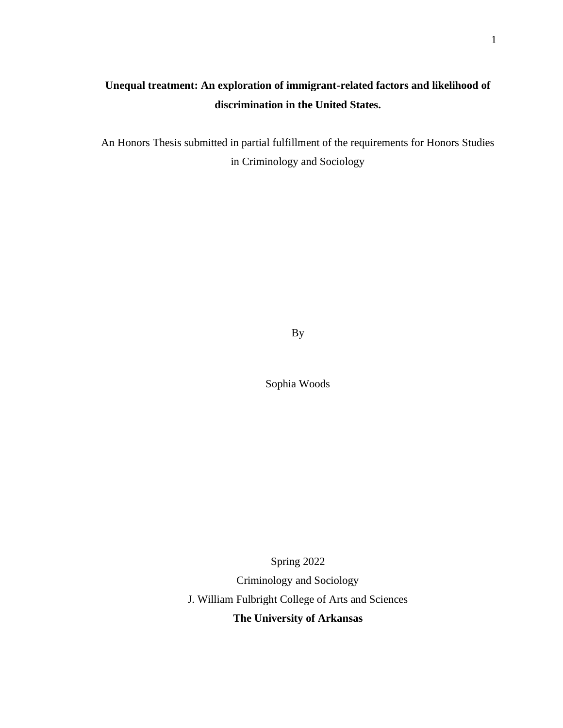# Unequal treatment: An exploration of immigrant-related factors and likelihood of discrimination in the United States.

An Honors Thesis submitted in partial fulfillment of the requirements for Honors Studies in Criminology and Sociology

By

Sophia Woods

Spring 2022

Criminology and Sociology

J. William Fulbright College of Arts and Sciences

**The University of Arkansas**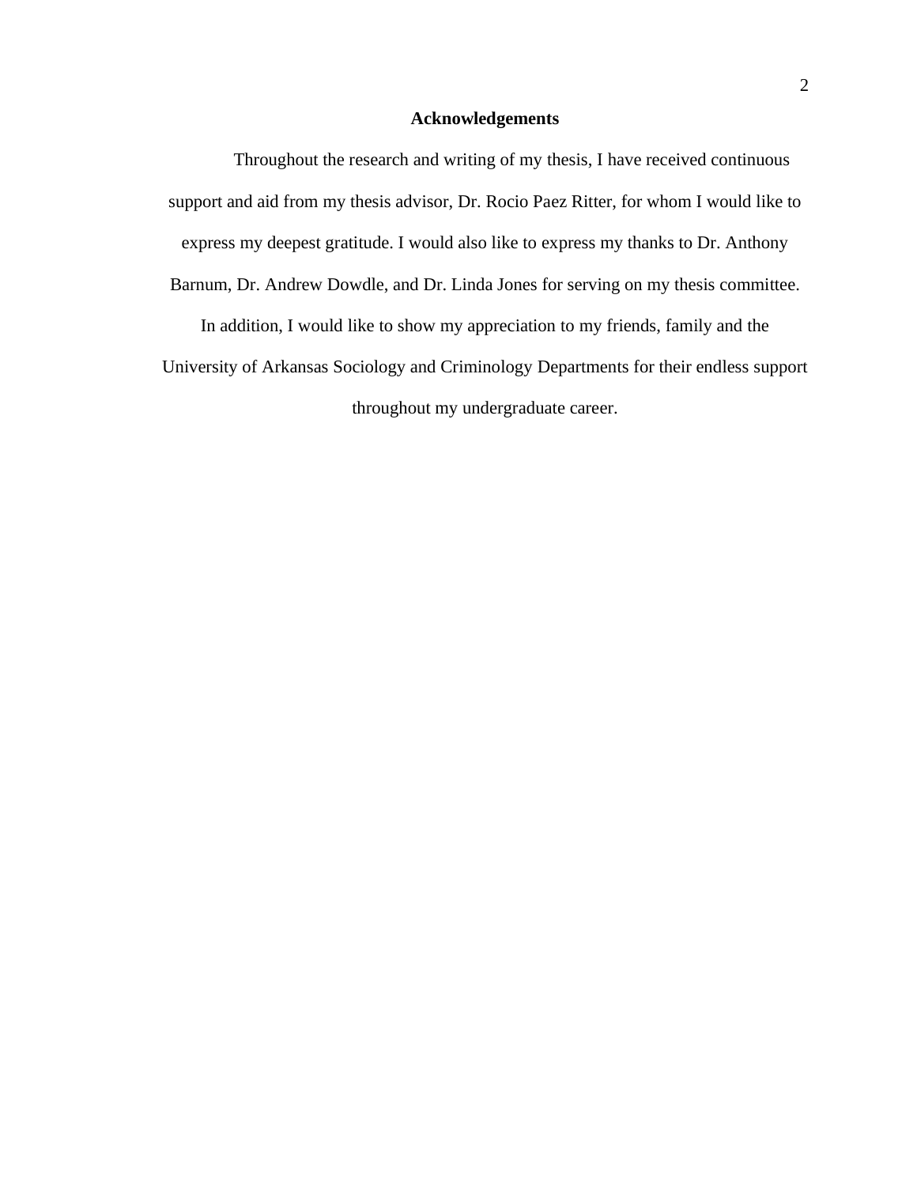## Acknowledgements

Throughout the research and writing of my thesis, I have received continuous support and aid from my thesis advisor, Dr. Rocio Paez Ritter, for whom I would like to express my deepest gratitude. I would also like to express my thanks to Dr. Anthony Barnum, Dr. Andrew Dowdle, and Dr. Linda Jones for serving on my thesis committee. In addition, I would like to show my appreciation to my friends, family and the University of Arkansas Sociology and Criminology Departments for their endless support throughout my undergraduate career.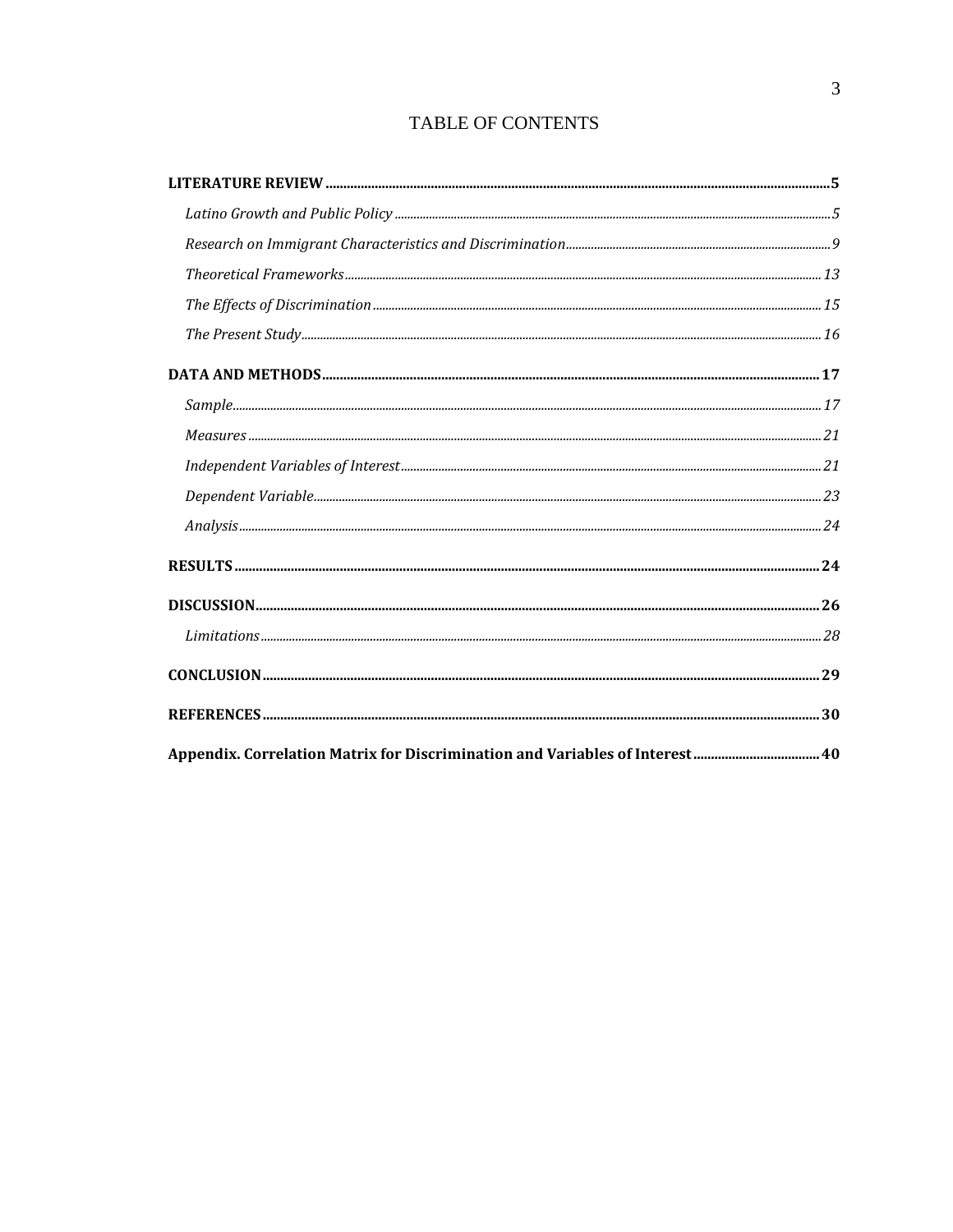# TABLE OF CONTENTS

**LITERATURE REVIEW** .......... **5**

*Latino Growth and Public Policy* .......... *5*

*Research on Immigrant Characteristics and Discrimination* .......... *9*

*Theoretical Frameworks* .......... *13*

*The Effects of Discrimination* .......... *15*

*The Present Study* .......... *16*

**DATA AND METHODS** .......... **17**

*Sample* .......... *17*

*Measures* .......... *21*

*Independent Variables of Interest* .......... *21*

*Dependent Variable* .......... *23*

*Analysis* .......... *24*

**RESULTS** .......... **24**

**DISCUSSION** .......... **26**

*Limitations* .......... *28*

**CONCLUSION** .......... **29**

**REFERENCES** .......... **30**

**Appendix. Correlation Matrix for Discrimination and Variables of Interest** .......... **40**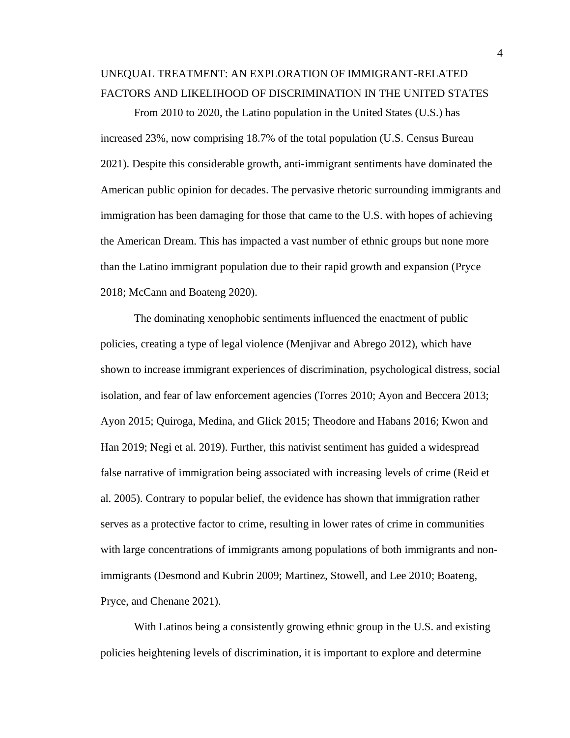# UNEQUAL TREATMENT: AN EXPLORATION OF IMMIGRANT-RELATED FACTORS AND LIKELIHOOD OF DISCRIMINATION IN THE UNITED STATES

From 2010 to 2020, the Latino population in the United States (U.S.) has increased 23%, now comprising 18.7% of the total population (U.S. Census Bureau 2021). Despite this considerable growth, anti-immigrant sentiments have dominated the American public opinion for decades. The pervasive rhetoric surrounding immigrants and immigration has been damaging for those that came to the U.S. with hopes of achieving the American Dream. This has impacted a vast number of ethnic groups but none more than the Latino immigrant population due to their rapid growth and expansion (Pryce 2018; McCann and Boateng 2020).

The dominating xenophobic sentiments influenced the enactment of public policies, creating a type of legal violence (Menjivar and Abrego 2012), which have shown to increase immigrant experiences of discrimination, psychological distress, social isolation, and fear of law enforcement agencies (Torres 2010; Ayon and Beccera 2013; Ayon 2015; Quiroga, Medina, and Glick 2015; Theodore and Habans 2016; Kwon and Han 2019; Negi et al. 2019). Further, this nativist sentiment has guided a widespread false narrative of immigration being associated with increasing levels of crime (Reid et al. 2005). Contrary to popular belief, the evidence has shown that immigration rather serves as a protective factor to crime, resulting in lower rates of crime in communities with large concentrations of immigrants among populations of both immigrants and non-immigrants (Desmond and Kubrin 2009; Martinez, Stowell, and Lee 2010; Boateng, Pryce, and Chenane 2021).

With Latinos being a consistently growing ethnic group in the U.S. and existing policies heightening levels of discrimination, it is important to explore and determine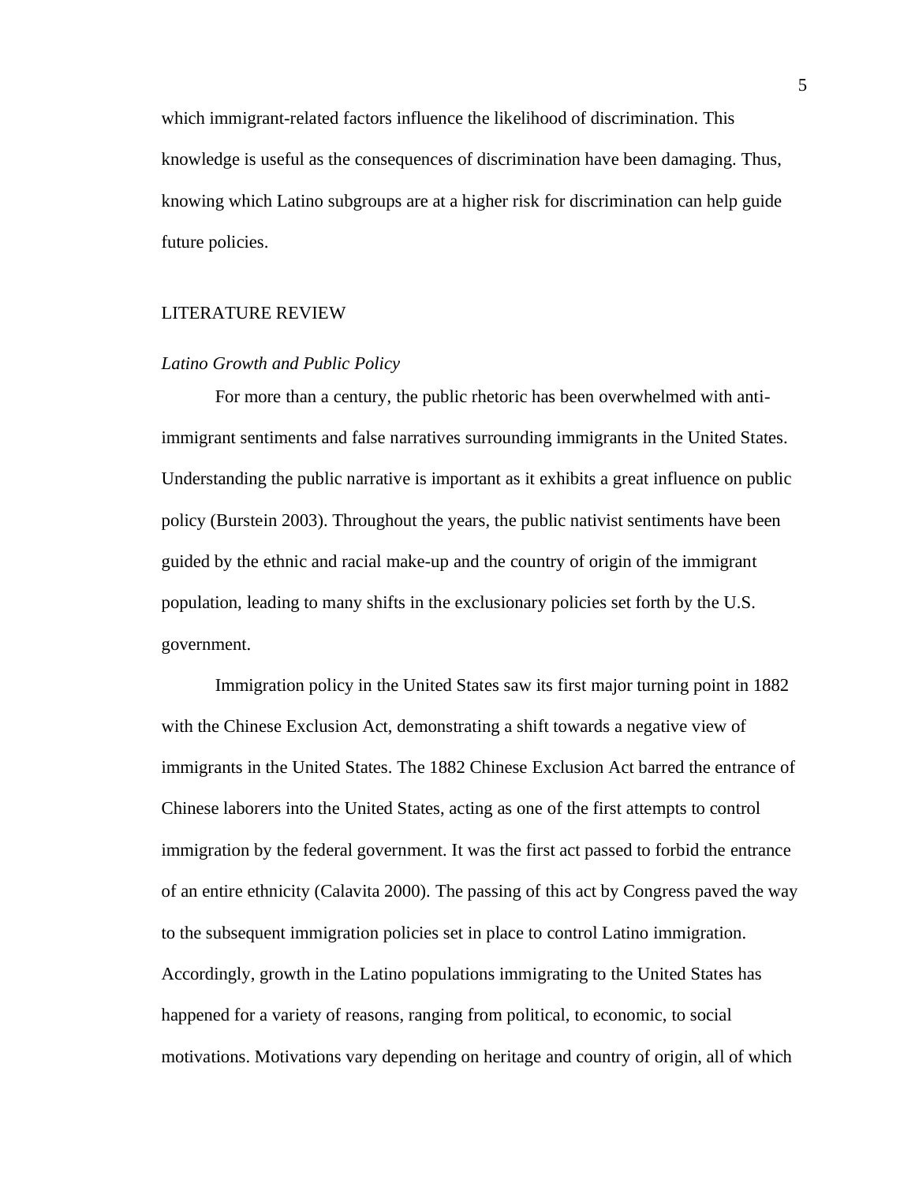which immigrant-related factors influence the likelihood of discrimination. This knowledge is useful as the consequences of discrimination have been damaging. Thus, knowing which Latino subgroups are at a higher risk for discrimination can help guide future policies.

## LITERATURE REVIEW

### *Latino Growth and Public Policy*

For more than a century, the public rhetoric has been overwhelmed with anti-immigrant sentiments and false narratives surrounding immigrants in the United States. Understanding the public narrative is important as it exhibits a great influence on public policy (Burstein 2003). Throughout the years, the public nativist sentiments have been guided by the ethnic and racial make-up and the country of origin of the immigrant population, leading to many shifts in the exclusionary policies set forth by the U.S. government.

Immigration policy in the United States saw its first major turning point in 1882 with the Chinese Exclusion Act, demonstrating a shift towards a negative view of immigrants in the United States. The 1882 Chinese Exclusion Act barred the entrance of Chinese laborers into the United States, acting as one of the first attempts to control immigration by the federal government. It was the first act passed to forbid the entrance of an entire ethnicity (Calavita 2000). The passing of this act by Congress paved the way to the subsequent immigration policies set in place to control Latino immigration. Accordingly, growth in the Latino populations immigrating to the United States has happened for a variety of reasons, ranging from political, to economic, to social motivations. Motivations vary depending on heritage and country of origin, all of which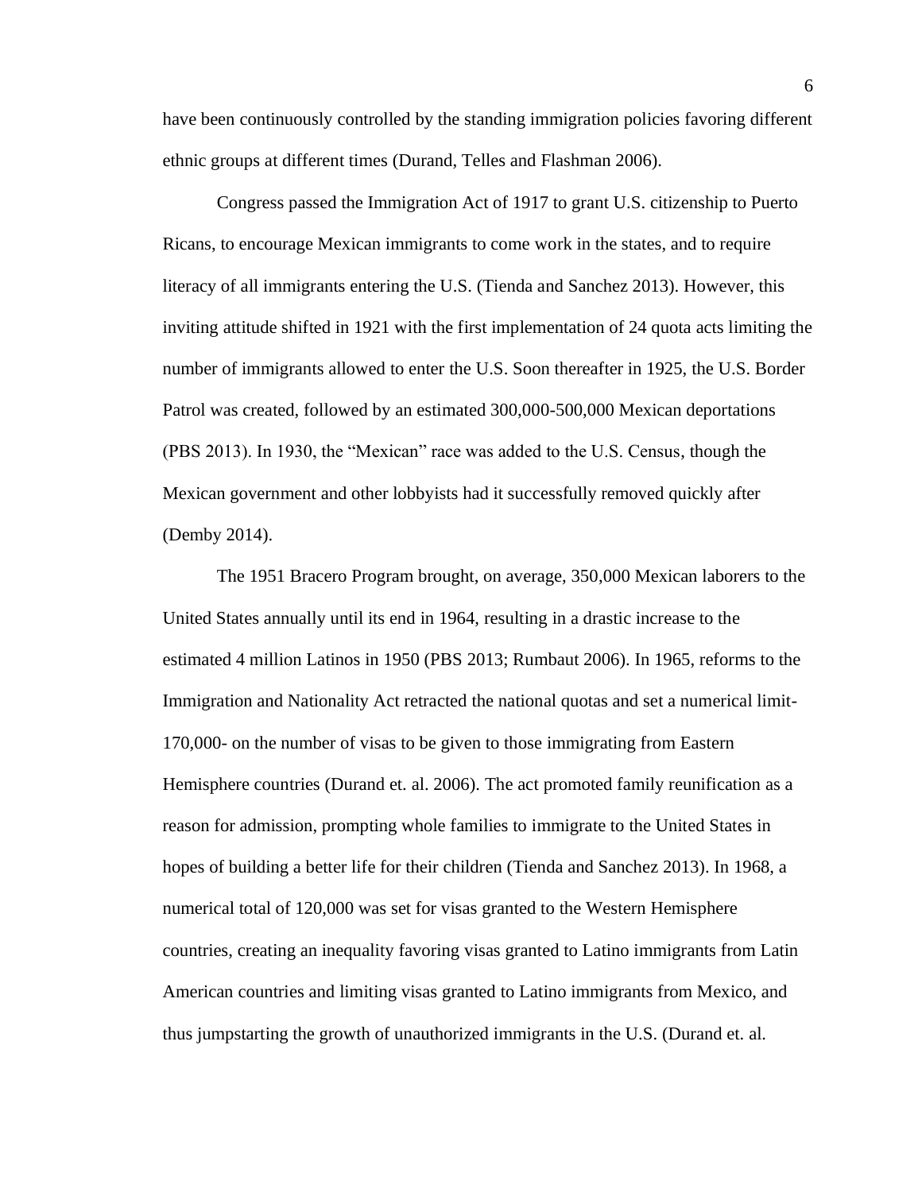have been continuously controlled by the standing immigration policies favoring different ethnic groups at different times (Durand, Telles and Flashman 2006).

Congress passed the Immigration Act of 1917 to grant U.S. citizenship to Puerto Ricans, to encourage Mexican immigrants to come work in the states, and to require literacy of all immigrants entering the U.S. (Tienda and Sanchez 2013). However, this inviting attitude shifted in 1921 with the first implementation of 24 quota acts limiting the number of immigrants allowed to enter the U.S. Soon thereafter in 1925, the U.S. Border Patrol was created, followed by an estimated 300,000-500,000 Mexican deportations (PBS 2013). In 1930, the "Mexican" race was added to the U.S. Census, though the Mexican government and other lobbyists had it successfully removed quickly after (Demby 2014).

The 1951 Bracero Program brought, on average, 350,000 Mexican laborers to the United States annually until its end in 1964, resulting in a drastic increase to the estimated 4 million Latinos in 1950 (PBS 2013; Rumbaut 2006). In 1965, reforms to the Immigration and Nationality Act retracted the national quotas and set a numerical limit- 170,000- on the number of visas to be given to those immigrating from Eastern Hemisphere countries (Durand et. al. 2006). The act promoted family reunification as a reason for admission, prompting whole families to immigrate to the United States in hopes of building a better life for their children (Tienda and Sanchez 2013). In 1968, a numerical total of 120,000 was set for visas granted to the Western Hemisphere countries, creating an inequality favoring visas granted to Latino immigrants from Latin American countries and limiting visas granted to Latino immigrants from Mexico, and thus jumpstarting the growth of unauthorized immigrants in the U.S. (Durand et. al.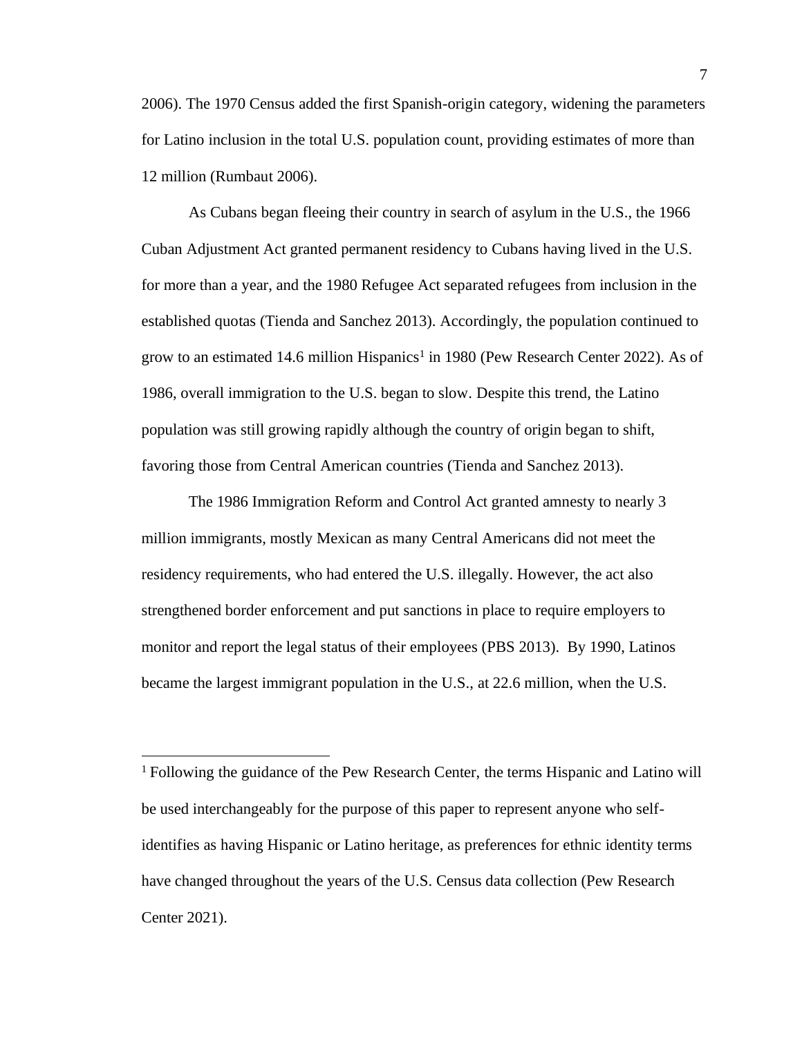2006). The 1970 Census added the first Spanish-origin category, widening the parameters for Latino inclusion in the total U.S. population count, providing estimates of more than 12 million (Rumbaut 2006).

As Cubans began fleeing their country in search of asylum in the U.S., the 1966 Cuban Adjustment Act granted permanent residency to Cubans having lived in the U.S. for more than a year, and the 1980 Refugee Act separated refugees from inclusion in the established quotas (Tienda and Sanchez 2013). Accordingly, the population continued to grow to an estimated 14.6 million Hispanics[1] in 1980 (Pew Research Center 2022). As of 1986, overall immigration to the U.S. began to slow. Despite this trend, the Latino population was still growing rapidly although the country of origin began to shift, favoring those from Central American countries (Tienda and Sanchez 2013).

The 1986 Immigration Reform and Control Act granted amnesty to nearly 3 million immigrants, mostly Mexican as many Central Americans did not meet the residency requirements, who had entered the U.S. illegally. However, the act also strengthened border enforcement and put sanctions in place to require employers to monitor and report the legal status of their employees (PBS 2013). By 1990, Latinos became the largest immigrant population in the U.S., at 22.6 million, when the U.S.

---

[1] Following the guidance of the Pew Research Center, the terms Hispanic and Latino will be used interchangeably for the purpose of this paper to represent anyone who self-identifies as having Hispanic or Latino heritage, as preferences for ethnic identity terms have changed throughout the years of the U.S. Census data collection (Pew Research Center 2021).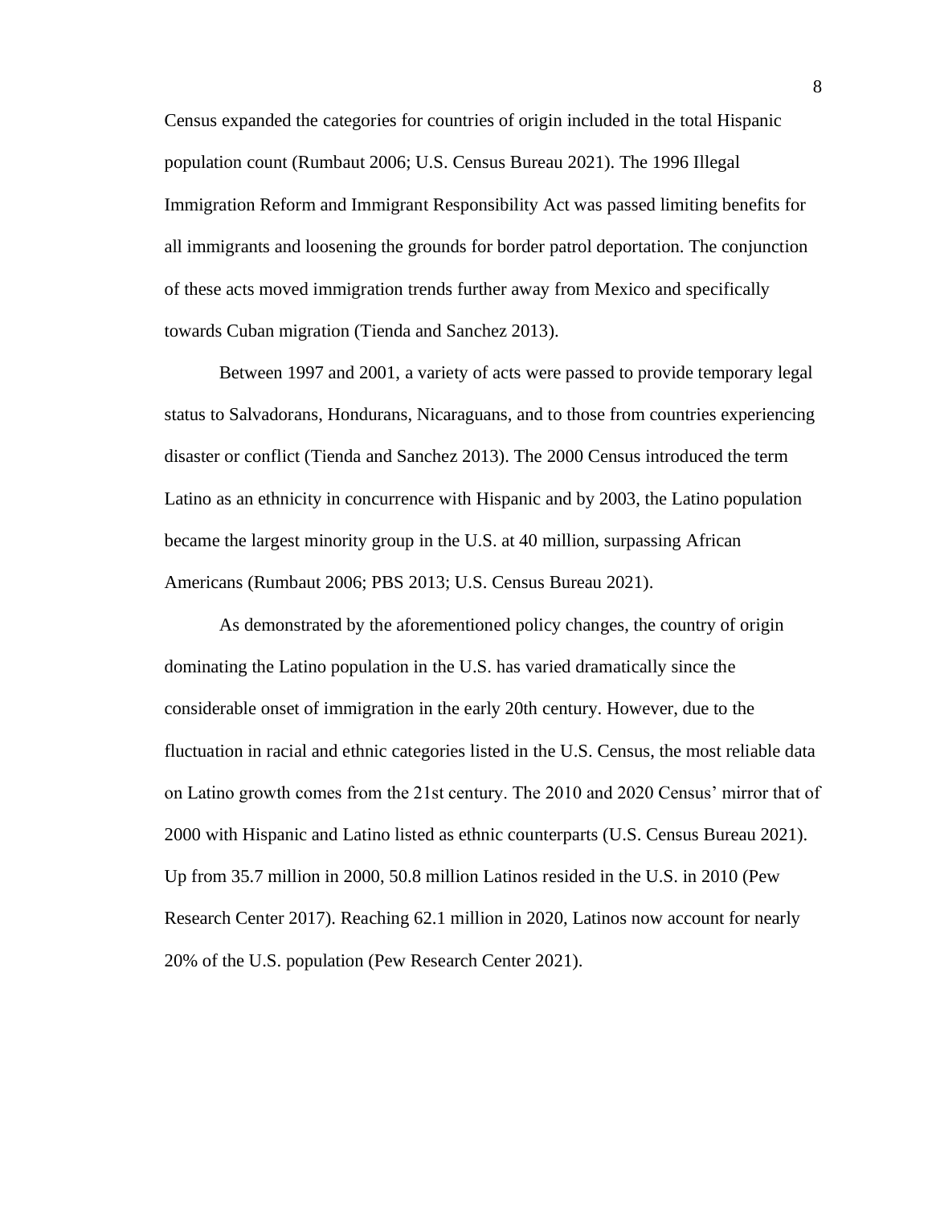Census expanded the categories for countries of origin included in the total Hispanic population count (Rumbaut 2006; U.S. Census Bureau 2021). The 1996 Illegal Immigration Reform and Immigrant Responsibility Act was passed limiting benefits for all immigrants and loosening the grounds for border patrol deportation. The conjunction of these acts moved immigration trends further away from Mexico and specifically towards Cuban migration (Tienda and Sanchez 2013).

Between 1997 and 2001, a variety of acts were passed to provide temporary legal status to Salvadorans, Hondurans, Nicaraguans, and to those from countries experiencing disaster or conflict (Tienda and Sanchez 2013). The 2000 Census introduced the term Latino as an ethnicity in concurrence with Hispanic and by 2003, the Latino population became the largest minority group in the U.S. at 40 million, surpassing African Americans (Rumbaut 2006; PBS 2013; U.S. Census Bureau 2021).

As demonstrated by the aforementioned policy changes, the country of origin dominating the Latino population in the U.S. has varied dramatically since the considerable onset of immigration in the early 20th century. However, due to the fluctuation in racial and ethnic categories listed in the U.S. Census, the most reliable data on Latino growth comes from the 21st century. The 2010 and 2020 Census' mirror that of 2000 with Hispanic and Latino listed as ethnic counterparts (U.S. Census Bureau 2021). Up from 35.7 million in 2000, 50.8 million Latinos resided in the U.S. in 2010 (Pew Research Center 2017). Reaching 62.1 million in 2020, Latinos now account for nearly 20% of the U.S. population (Pew Research Center 2021).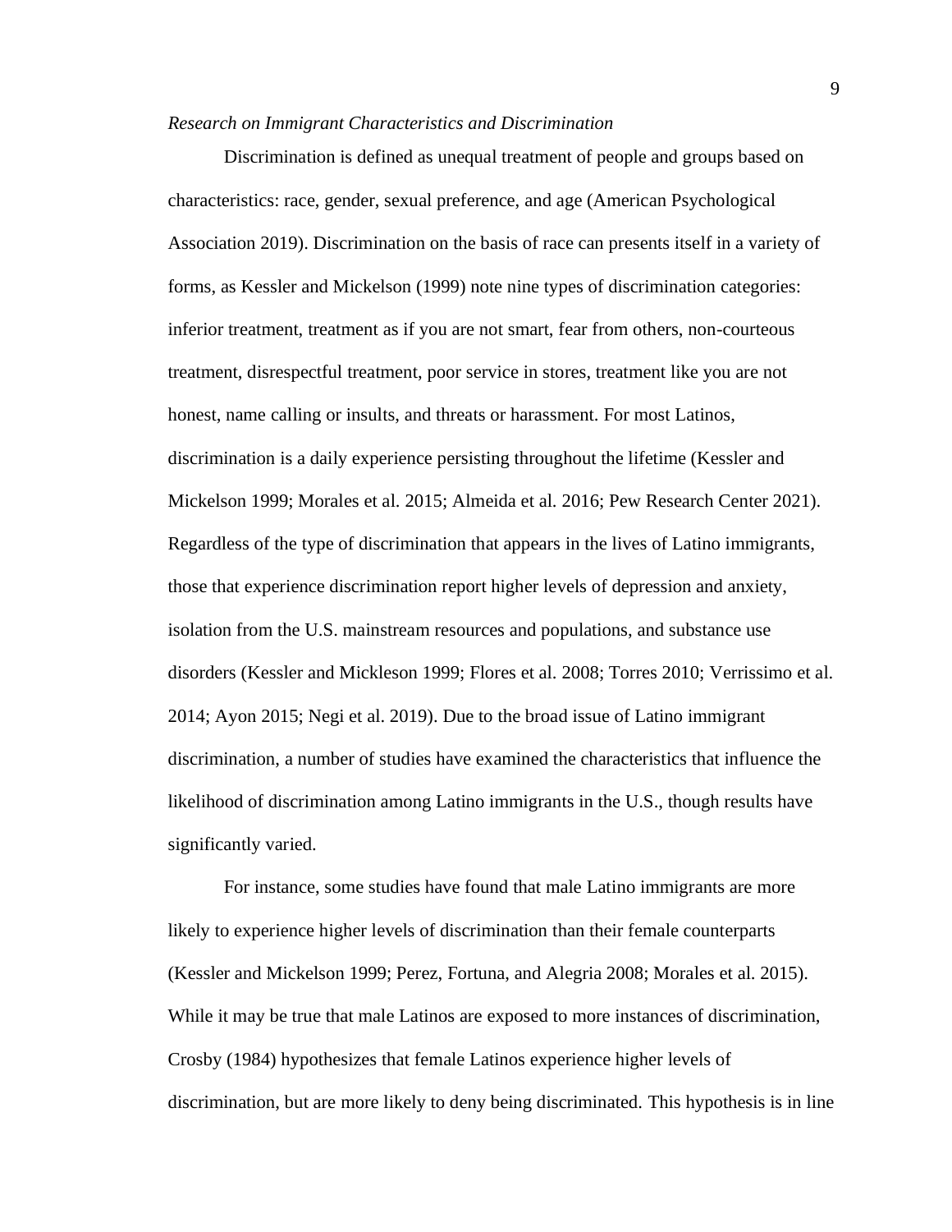### *Research on Immigrant Characteristics and Discrimination*

Discrimination is defined as unequal treatment of people and groups based on characteristics: race, gender, sexual preference, and age (American Psychological Association 2019). Discrimination on the basis of race can presents itself in a variety of forms, as Kessler and Mickelson (1999) note nine types of discrimination categories: inferior treatment, treatment as if you are not smart, fear from others, non-courteous treatment, disrespectful treatment, poor service in stores, treatment like you are not honest, name calling or insults, and threats or harassment. For most Latinos, discrimination is a daily experience persisting throughout the lifetime (Kessler and Mickelson 1999; Morales et al. 2015; Almeida et al. 2016; Pew Research Center 2021). Regardless of the type of discrimination that appears in the lives of Latino immigrants, those that experience discrimination report higher levels of depression and anxiety, isolation from the U.S. mainstream resources and populations, and substance use disorders (Kessler and Mickleson 1999; Flores et al. 2008; Torres 2010; Verrissimo et al. 2014; Ayon 2015; Negi et al. 2019). Due to the broad issue of Latino immigrant discrimination, a number of studies have examined the characteristics that influence the likelihood of discrimination among Latino immigrants in the U.S., though results have significantly varied.

For instance, some studies have found that male Latino immigrants are more likely to experience higher levels of discrimination than their female counterparts (Kessler and Mickelson 1999; Perez, Fortuna, and Alegria 2008; Morales et al. 2015). While it may be true that male Latinos are exposed to more instances of discrimination, Crosby (1984) hypothesizes that female Latinos experience higher levels of discrimination, but are more likely to deny being discriminated. This hypothesis is in line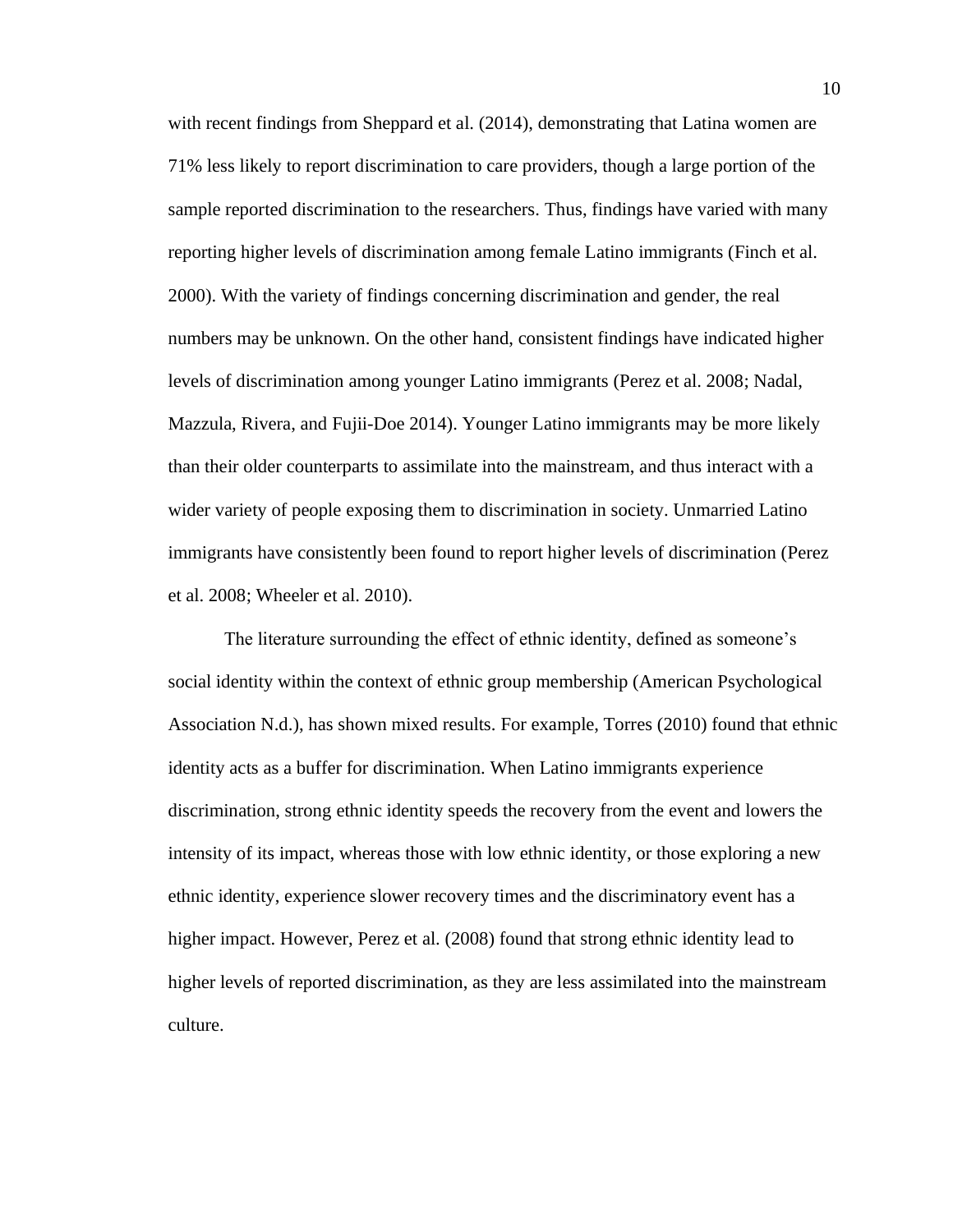with recent findings from Sheppard et al. (2014), demonstrating that Latina women are 71% less likely to report discrimination to care providers, though a large portion of the sample reported discrimination to the researchers. Thus, findings have varied with many reporting higher levels of discrimination among female Latino immigrants (Finch et al. 2000). With the variety of findings concerning discrimination and gender, the real numbers may be unknown. On the other hand, consistent findings have indicated higher levels of discrimination among younger Latino immigrants (Perez et al. 2008; Nadal, Mazzula, Rivera, and Fujii-Doe 2014). Younger Latino immigrants may be more likely than their older counterparts to assimilate into the mainstream, and thus interact with a wider variety of people exposing them to discrimination in society. Unmarried Latino immigrants have consistently been found to report higher levels of discrimination (Perez et al. 2008; Wheeler et al. 2010).

The literature surrounding the effect of ethnic identity, defined as someone's social identity within the context of ethnic group membership (American Psychological Association N.d.), has shown mixed results. For example, Torres (2010) found that ethnic identity acts as a buffer for discrimination. When Latino immigrants experience discrimination, strong ethnic identity speeds the recovery from the event and lowers the intensity of its impact, whereas those with low ethnic identity, or those exploring a new ethnic identity, experience slower recovery times and the discriminatory event has a higher impact. However, Perez et al. (2008) found that strong ethnic identity lead to higher levels of reported discrimination, as they are less assimilated into the mainstream culture.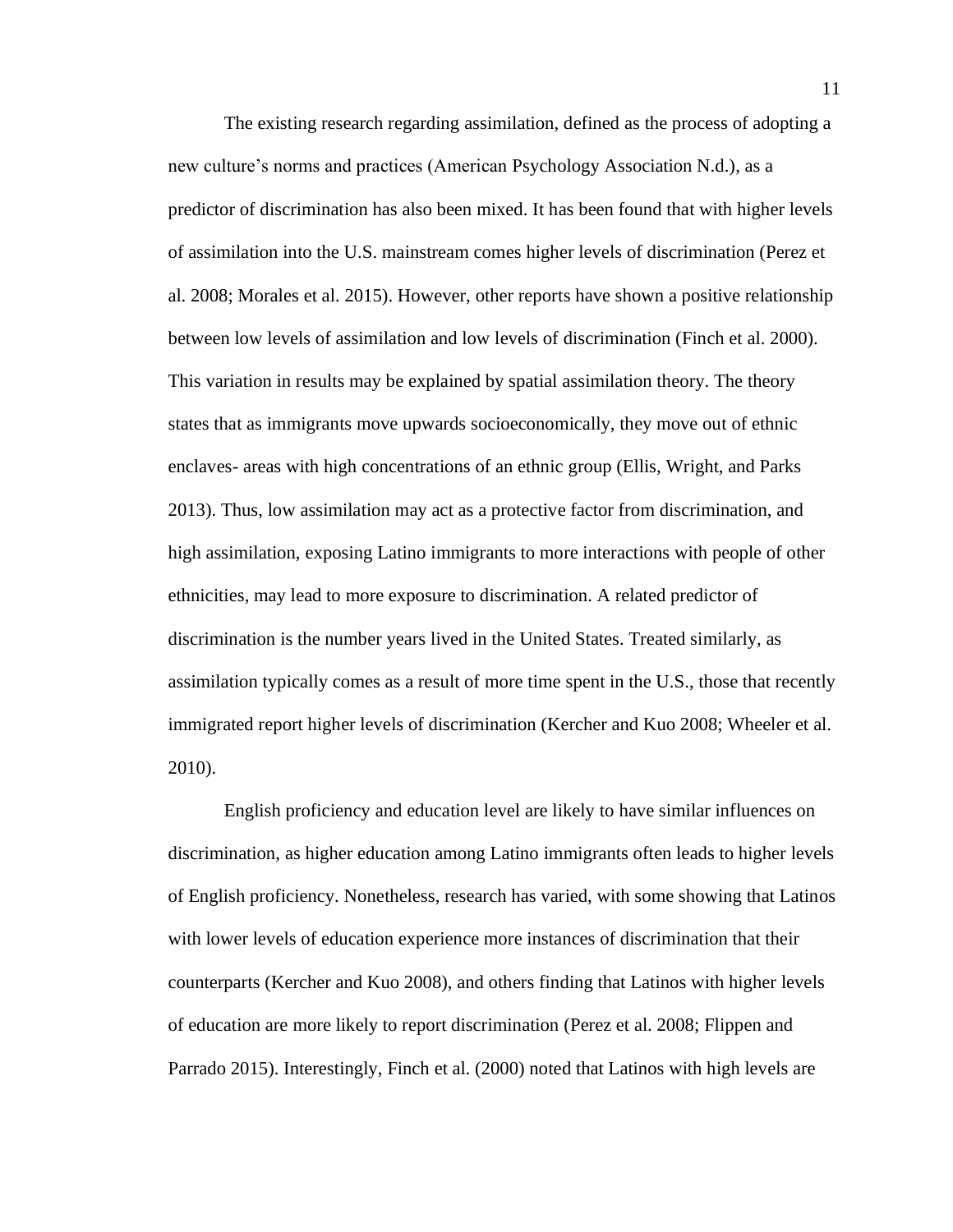The existing research regarding assimilation, defined as the process of adopting a new culture's norms and practices (American Psychology Association N.d.), as a predictor of discrimination has also been mixed. It has been found that with higher levels of assimilation into the U.S. mainstream comes higher levels of discrimination (Perez et al. 2008; Morales et al. 2015). However, other reports have shown a positive relationship between low levels of assimilation and low levels of discrimination (Finch et al. 2000). This variation in results may be explained by spatial assimilation theory. The theory states that as immigrants move upwards socioeconomically, they move out of ethnic enclaves- areas with high concentrations of an ethnic group (Ellis, Wright, and Parks 2013). Thus, low assimilation may act as a protective factor from discrimination, and high assimilation, exposing Latino immigrants to more interactions with people of other ethnicities, may lead to more exposure to discrimination. A related predictor of discrimination is the number years lived in the United States. Treated similarly, as assimilation typically comes as a result of more time spent in the U.S., those that recently immigrated report higher levels of discrimination (Kercher and Kuo 2008; Wheeler et al. 2010).

English proficiency and education level are likely to have similar influences on discrimination, as higher education among Latino immigrants often leads to higher levels of English proficiency. Nonetheless, research has varied, with some showing that Latinos with lower levels of education experience more instances of discrimination that their counterparts (Kercher and Kuo 2008), and others finding that Latinos with higher levels of education are more likely to report discrimination (Perez et al. 2008; Flippen and Parrado 2015). Interestingly, Finch et al. (2000) noted that Latinos with high levels are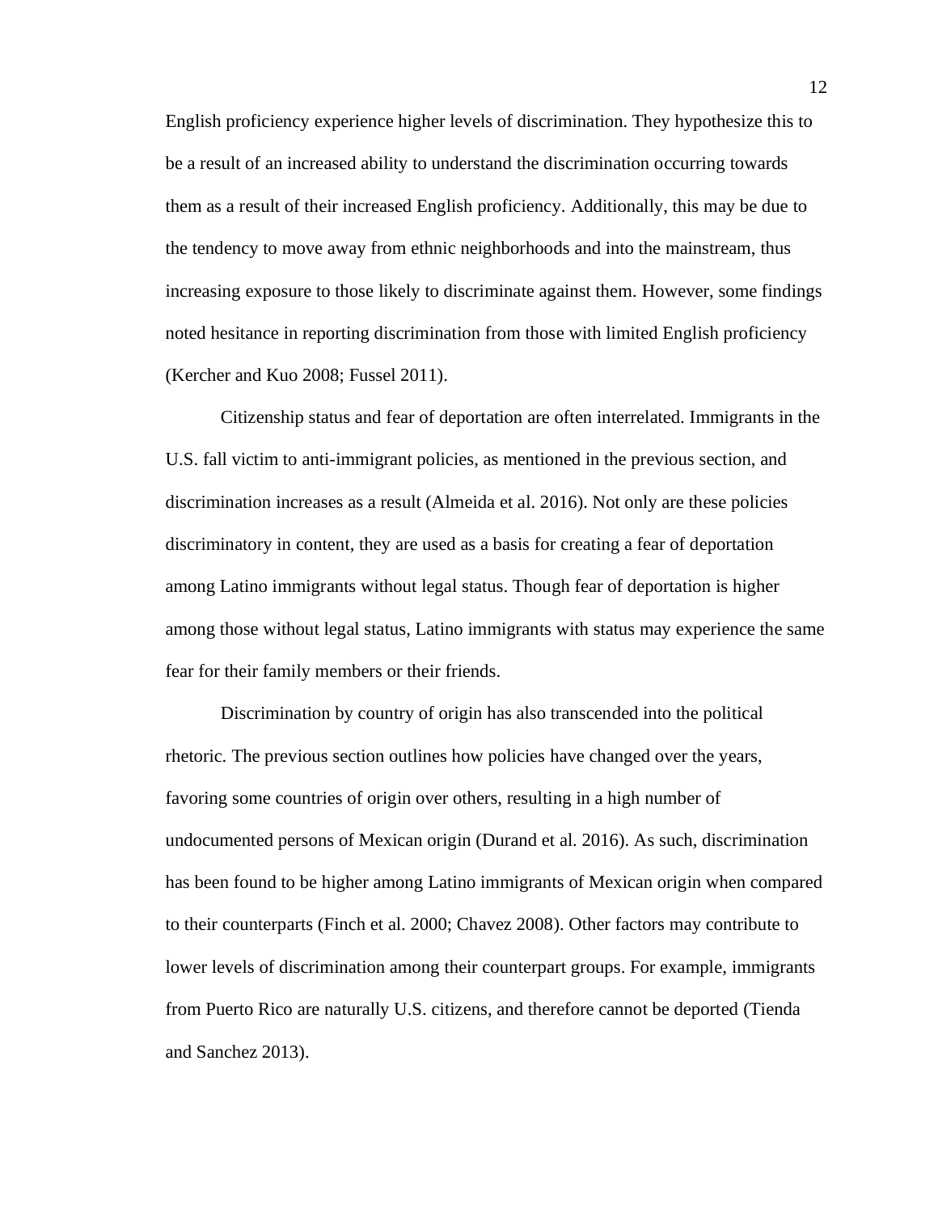English proficiency experience higher levels of discrimination. They hypothesize this to be a result of an increased ability to understand the discrimination occurring towards them as a result of their increased English proficiency. Additionally, this may be due to the tendency to move away from ethnic neighborhoods and into the mainstream, thus increasing exposure to those likely to discriminate against them. However, some findings noted hesitance in reporting discrimination from those with limited English proficiency (Kercher and Kuo 2008; Fussel 2011).

Citizenship status and fear of deportation are often interrelated. Immigrants in the U.S. fall victim to anti-immigrant policies, as mentioned in the previous section, and discrimination increases as a result (Almeida et al. 2016). Not only are these policies discriminatory in content, they are used as a basis for creating a fear of deportation among Latino immigrants without legal status. Though fear of deportation is higher among those without legal status, Latino immigrants with status may experience the same fear for their family members or their friends.

Discrimination by country of origin has also transcended into the political rhetoric. The previous section outlines how policies have changed over the years, favoring some countries of origin over others, resulting in a high number of undocumented persons of Mexican origin (Durand et al. 2016). As such, discrimination has been found to be higher among Latino immigrants of Mexican origin when compared to their counterparts (Finch et al. 2000; Chavez 2008). Other factors may contribute to lower levels of discrimination among their counterpart groups. For example, immigrants from Puerto Rico are naturally U.S. citizens, and therefore cannot be deported (Tienda and Sanchez 2013).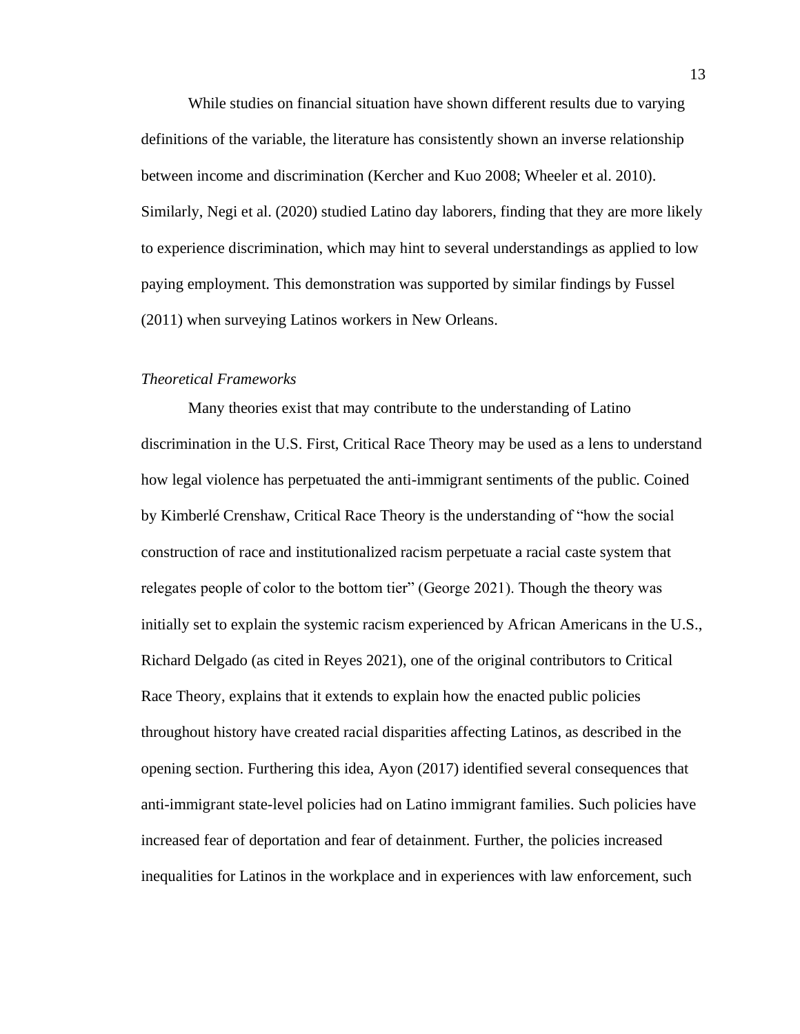While studies on financial situation have shown different results due to varying definitions of the variable, the literature has consistently shown an inverse relationship between income and discrimination (Kercher and Kuo 2008; Wheeler et al. 2010). Similarly, Negi et al. (2020) studied Latino day laborers, finding that they are more likely to experience discrimination, which may hint to several understandings as applied to low paying employment. This demonstration was supported by similar findings by Fussel (2011) when surveying Latinos workers in New Orleans.

*Theoretical Frameworks*

Many theories exist that may contribute to the understanding of Latino discrimination in the U.S. First, Critical Race Theory may be used as a lens to understand how legal violence has perpetuated the anti-immigrant sentiments of the public. Coined by Kimberlé Crenshaw, Critical Race Theory is the understanding of "how the social construction of race and institutionalized racism perpetuate a racial caste system that relegates people of color to the bottom tier" (George 2021). Though the theory was initially set to explain the systemic racism experienced by African Americans in the U.S., Richard Delgado (as cited in Reyes 2021), one of the original contributors to Critical Race Theory, explains that it extends to explain how the enacted public policies throughout history have created racial disparities affecting Latinos, as described in the opening section. Furthering this idea, Ayon (2017) identified several consequences that anti-immigrant state-level policies had on Latino immigrant families. Such policies have increased fear of deportation and fear of detainment. Further, the policies increased inequalities for Latinos in the workplace and in experiences with law enforcement, such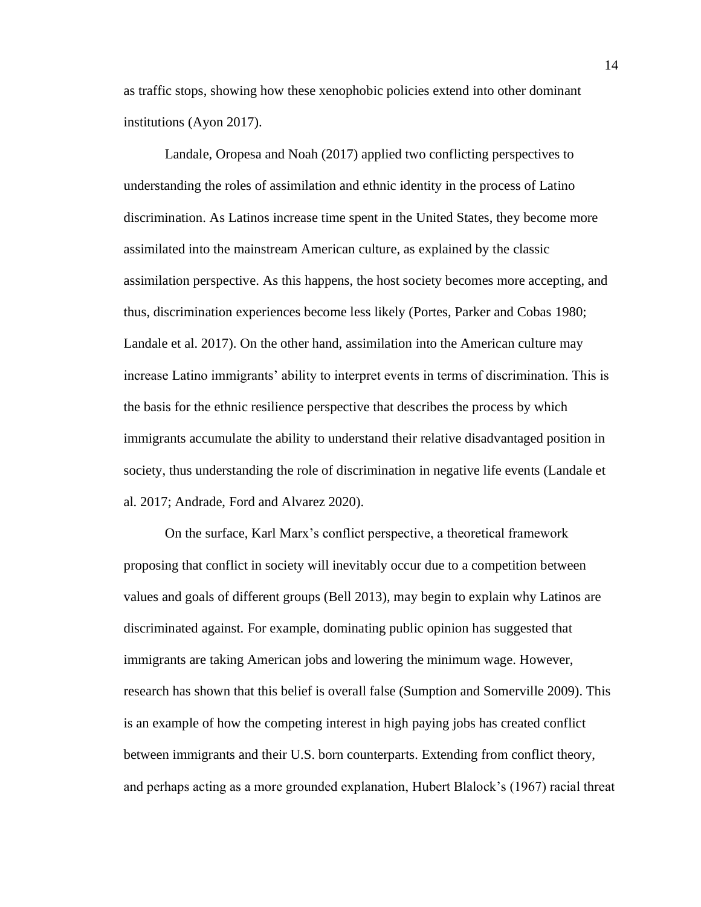as traffic stops, showing how these xenophobic policies extend into other dominant institutions (Ayon 2017).

Landale, Oropesa and Noah (2017) applied two conflicting perspectives to understanding the roles of assimilation and ethnic identity in the process of Latino discrimination. As Latinos increase time spent in the United States, they become more assimilated into the mainstream American culture, as explained by the classic assimilation perspective. As this happens, the host society becomes more accepting, and thus, discrimination experiences become less likely (Portes, Parker and Cobas 1980; Landale et al. 2017). On the other hand, assimilation into the American culture may increase Latino immigrants' ability to interpret events in terms of discrimination. This is the basis for the ethnic resilience perspective that describes the process by which immigrants accumulate the ability to understand their relative disadvantaged position in society, thus understanding the role of discrimination in negative life events (Landale et al. 2017; Andrade, Ford and Alvarez 2020).

On the surface, Karl Marx's conflict perspective, a theoretical framework proposing that conflict in society will inevitably occur due to a competition between values and goals of different groups (Bell 2013), may begin to explain why Latinos are discriminated against. For example, dominating public opinion has suggested that immigrants are taking American jobs and lowering the minimum wage. However, research has shown that this belief is overall false (Sumption and Somerville 2009). This is an example of how the competing interest in high paying jobs has created conflict between immigrants and their U.S. born counterparts. Extending from conflict theory, and perhaps acting as a more grounded explanation, Hubert Blalock's (1967) racial threat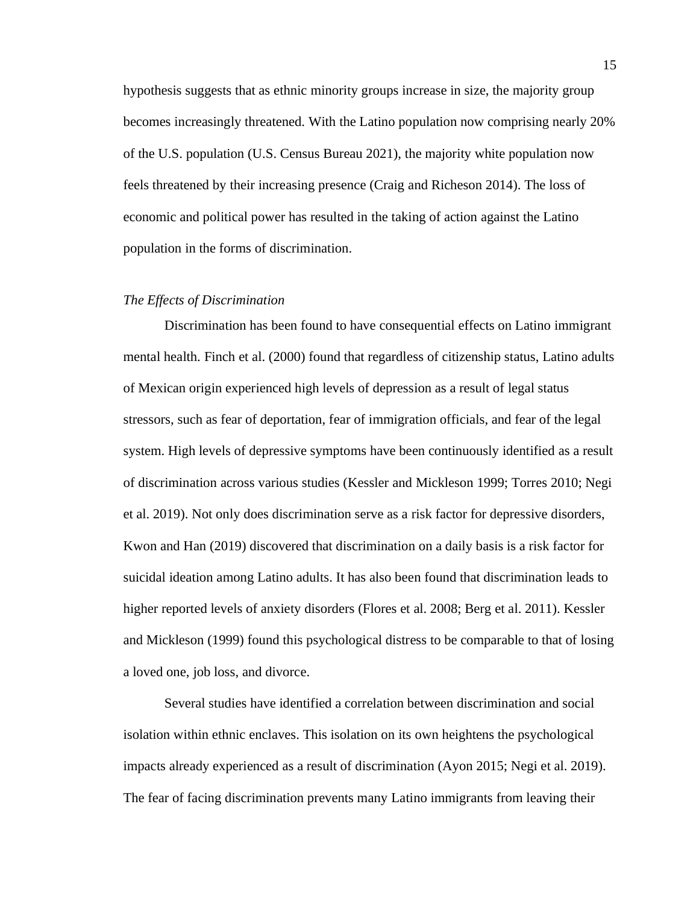hypothesis suggests that as ethnic minority groups increase in size, the majority group becomes increasingly threatened. With the Latino population now comprising nearly 20% of the U.S. population (U.S. Census Bureau 2021), the majority white population now feels threatened by their increasing presence (Craig and Richeson 2014). The loss of economic and political power has resulted in the taking of action against the Latino population in the forms of discrimination.

### *The Effects of Discrimination*

Discrimination has been found to have consequential effects on Latino immigrant mental health. Finch et al. (2000) found that regardless of citizenship status, Latino adults of Mexican origin experienced high levels of depression as a result of legal status stressors, such as fear of deportation, fear of immigration officials, and fear of the legal system. High levels of depressive symptoms have been continuously identified as a result of discrimination across various studies (Kessler and Mickleson 1999; Torres 2010; Negi et al. 2019). Not only does discrimination serve as a risk factor for depressive disorders, Kwon and Han (2019) discovered that discrimination on a daily basis is a risk factor for suicidal ideation among Latino adults. It has also been found that discrimination leads to higher reported levels of anxiety disorders (Flores et al. 2008; Berg et al. 2011). Kessler and Mickleson (1999) found this psychological distress to be comparable to that of losing a loved one, job loss, and divorce.

Several studies have identified a correlation between discrimination and social isolation within ethnic enclaves. This isolation on its own heightens the psychological impacts already experienced as a result of discrimination (Ayon 2015; Negi et al. 2019). The fear of facing discrimination prevents many Latino immigrants from leaving their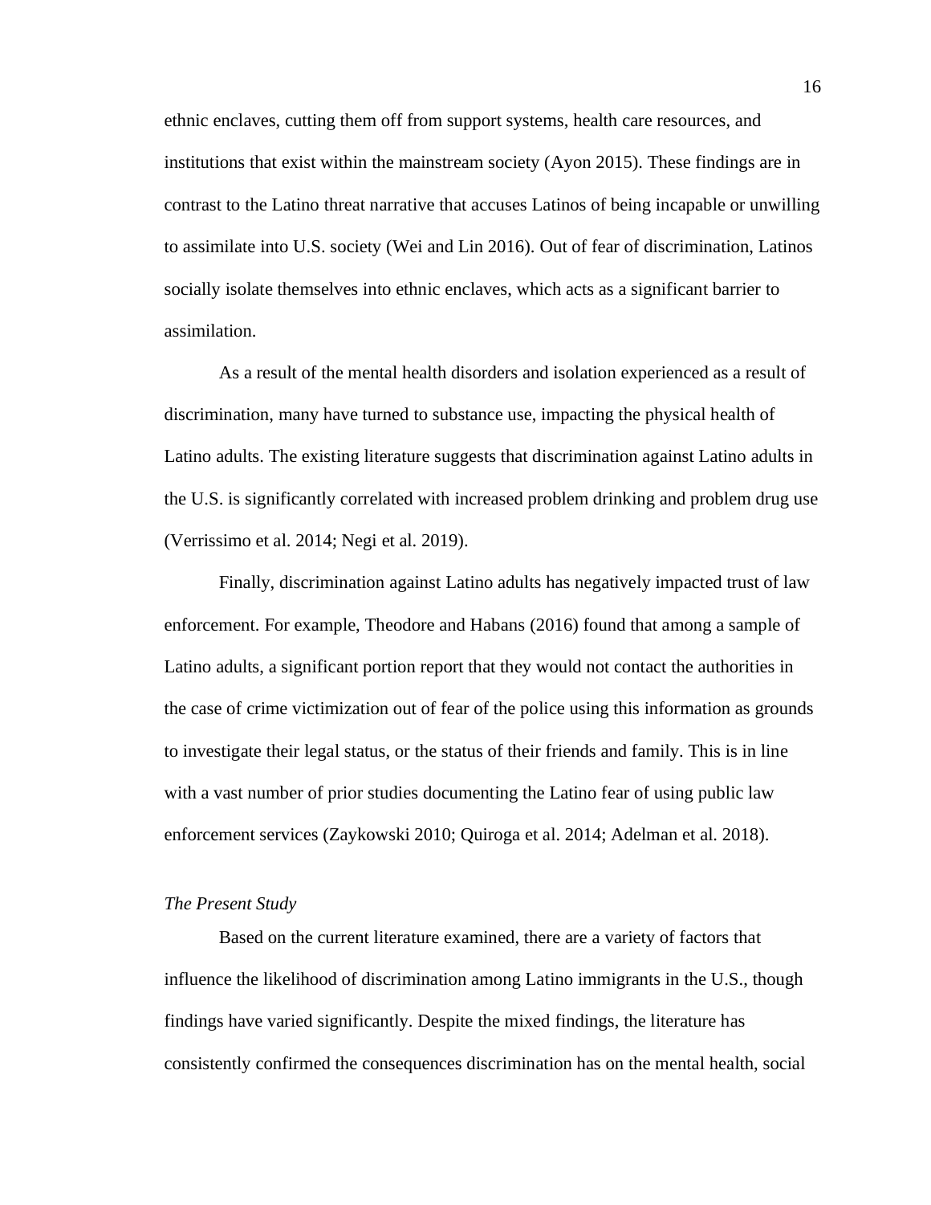ethnic enclaves, cutting them off from support systems, health care resources, and institutions that exist within the mainstream society (Ayon 2015). These findings are in contrast to the Latino threat narrative that accuses Latinos of being incapable or unwilling to assimilate into U.S. society (Wei and Lin 2016). Out of fear of discrimination, Latinos socially isolate themselves into ethnic enclaves, which acts as a significant barrier to assimilation.

As a result of the mental health disorders and isolation experienced as a result of discrimination, many have turned to substance use, impacting the physical health of Latino adults. The existing literature suggests that discrimination against Latino adults in the U.S. is significantly correlated with increased problem drinking and problem drug use (Verrissimo et al. 2014; Negi et al. 2019).

Finally, discrimination against Latino adults has negatively impacted trust of law enforcement. For example, Theodore and Habans (2016) found that among a sample of Latino adults, a significant portion report that they would not contact the authorities in the case of crime victimization out of fear of the police using this information as grounds to investigate their legal status, or the status of their friends and family. This is in line with a vast number of prior studies documenting the Latino fear of using public law enforcement services (Zaykowski 2010; Quiroga et al. 2014; Adelman et al. 2018).

*The Present Study*

Based on the current literature examined, there are a variety of factors that influence the likelihood of discrimination among Latino immigrants in the U.S., though findings have varied significantly. Despite the mixed findings, the literature has consistently confirmed the consequences discrimination has on the mental health, social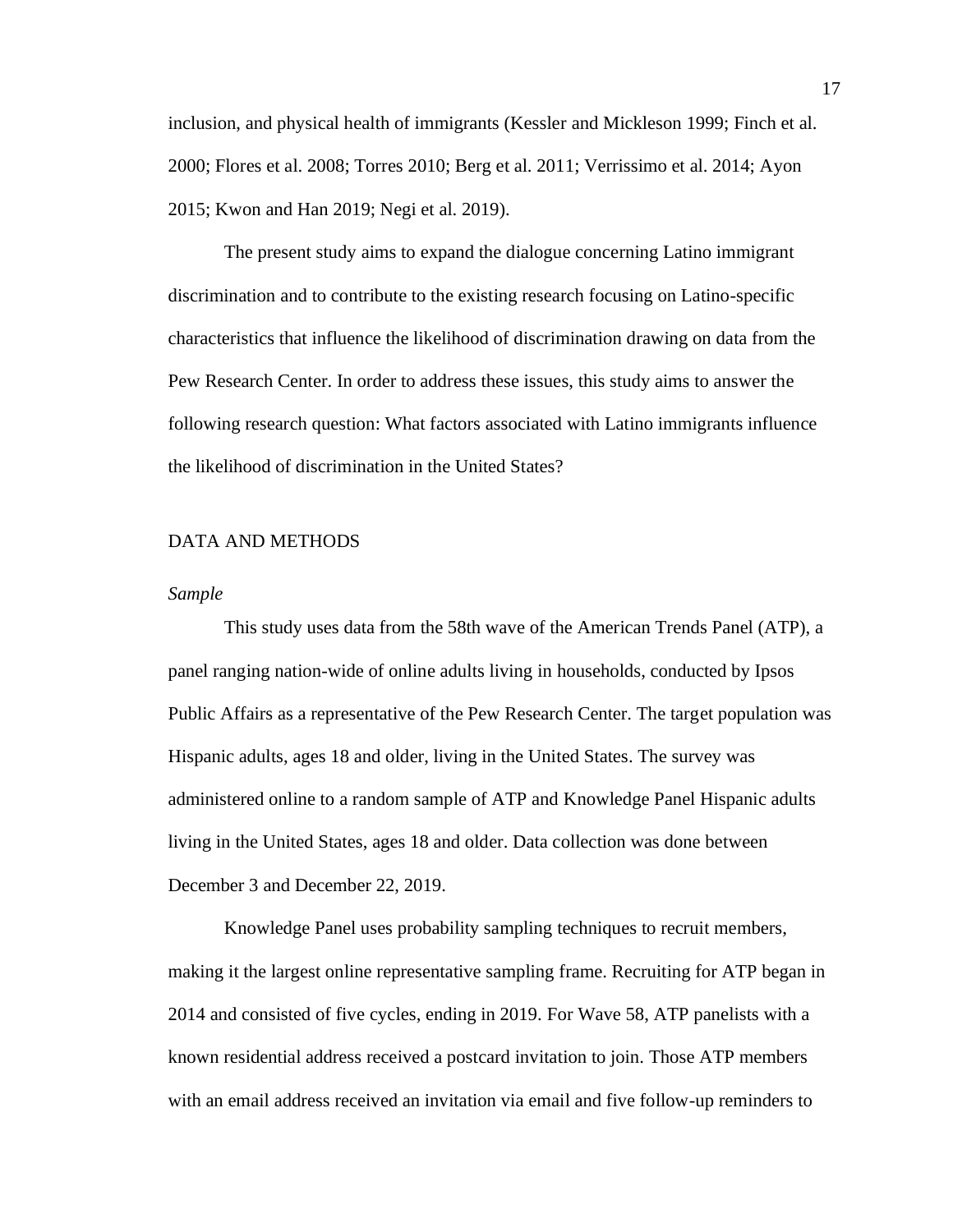inclusion, and physical health of immigrants (Kessler and Mickleson 1999; Finch et al. 2000; Flores et al. 2008; Torres 2010; Berg et al. 2011; Verrissimo et al. 2014; Ayon 2015; Kwon and Han 2019; Negi et al. 2019).

The present study aims to expand the dialogue concerning Latino immigrant discrimination and to contribute to the existing research focusing on Latino-specific characteristics that influence the likelihood of discrimination drawing on data from the Pew Research Center. In order to address these issues, this study aims to answer the following research question: What factors associated with Latino immigrants influence the likelihood of discrimination in the United States?

## DATA AND METHODS

### *Sample*

This study uses data from the 58th wave of the American Trends Panel (ATP), a panel ranging nation-wide of online adults living in households, conducted by Ipsos Public Affairs as a representative of the Pew Research Center. The target population was Hispanic adults, ages 18 and older, living in the United States. The survey was administered online to a random sample of ATP and Knowledge Panel Hispanic adults living in the United States, ages 18 and older. Data collection was done between December 3 and December 22, 2019.

Knowledge Panel uses probability sampling techniques to recruit members, making it the largest online representative sampling frame. Recruiting for ATP began in 2014 and consisted of five cycles, ending in 2019. For Wave 58, ATP panelists with a known residential address received a postcard invitation to join. Those ATP members with an email address received an invitation via email and five follow-up reminders to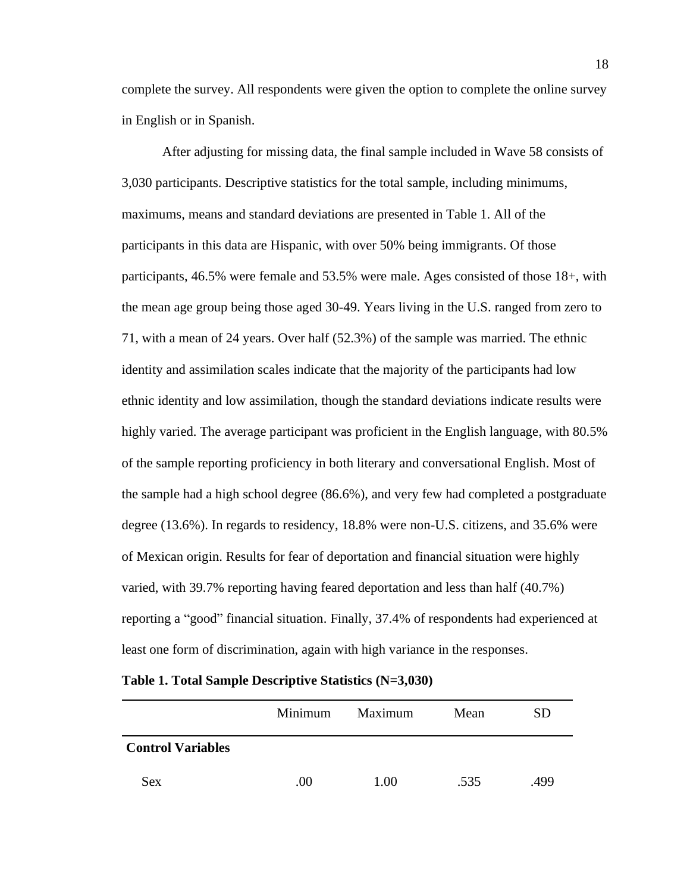complete the survey. All respondents were given the option to complete the online survey in English or in Spanish.

After adjusting for missing data, the final sample included in Wave 58 consists of 3,030 participants. Descriptive statistics for the total sample, including minimums, maximums, means and standard deviations are presented in Table 1. All of the participants in this data are Hispanic, with over 50% being immigrants. Of those participants, 46.5% were female and 53.5% were male. Ages consisted of those 18+, with the mean age group being those aged 30-49. Years living in the U.S. ranged from zero to 71, with a mean of 24 years. Over half (52.3%) of the sample was married. The ethnic identity and assimilation scales indicate that the majority of the participants had low ethnic identity and low assimilation, though the standard deviations indicate results were highly varied. The average participant was proficient in the English language, with 80.5% of the sample reporting proficiency in both literary and conversational English. Most of the sample had a high school degree (86.6%), and very few had completed a postgraduate degree (13.6%). In regards to residency, 18.8% were non-U.S. citizens, and 35.6% were of Mexican origin. Results for fear of deportation and financial situation were highly varied, with 39.7% reporting having feared deportation and less than half (40.7%) reporting a "good" financial situation. Finally, 37.4% of respondents had experienced at least one form of discrimination, again with high variance in the responses.

**Table 1. Total Sample Descriptive Statistics (N=3,030)**

| | Minimum | Maximum | Mean | SD |
|---|---|---|---|---|
| **Control Variables** | | | | |
| Sex | .00 | 1.00 | .535 | .499 |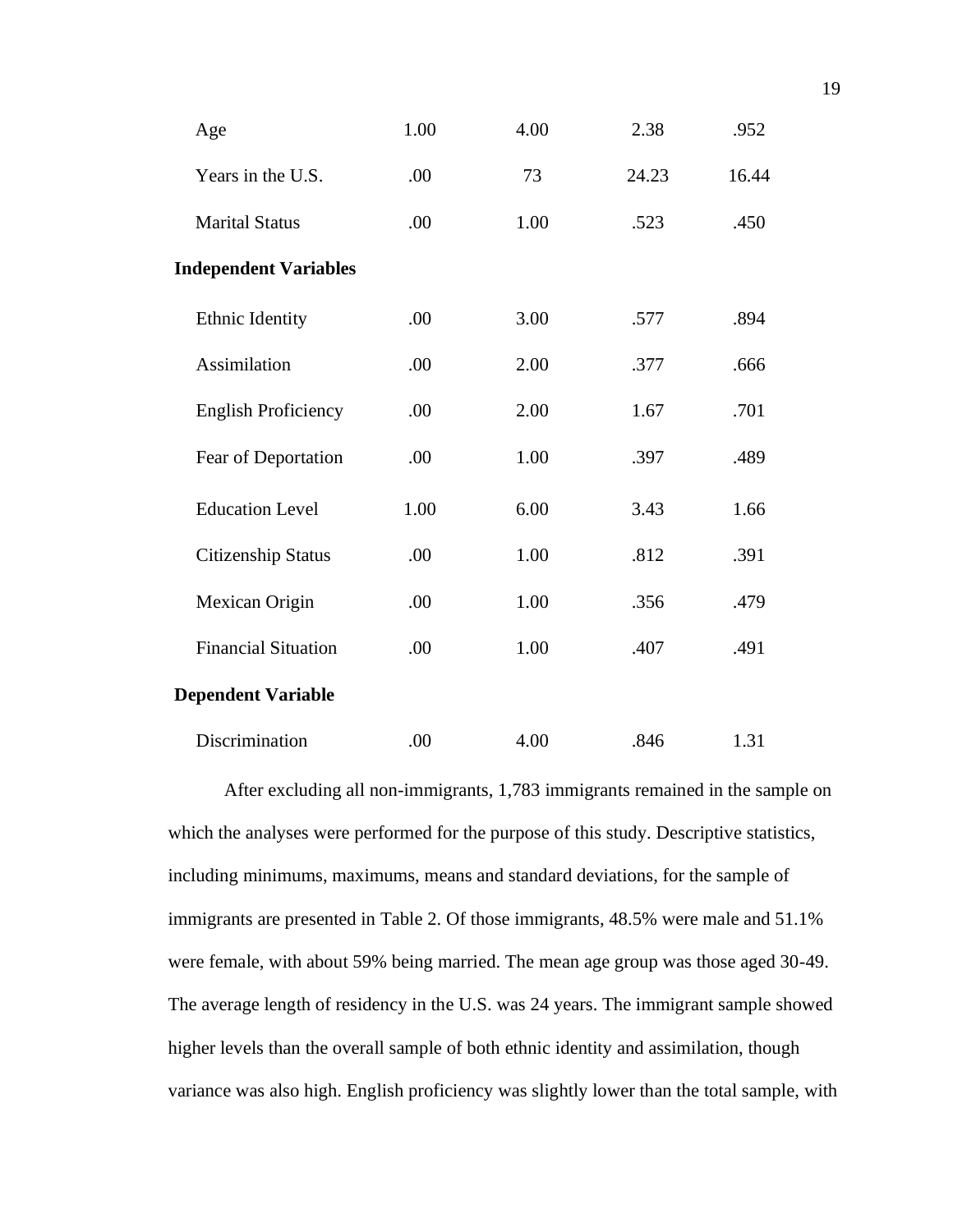| | | | | |
|---|---|---|---|---|
| Age | 1.00 | 4.00 | 2.38 | .952 |
| Years in the U.S. | .00 | 73 | 24.23 | 16.44 |
| Marital Status | .00 | 1.00 | .523 | .450 |
| **Independent Variables** | | | | |
| Ethnic Identity | .00 | 3.00 | .577 | .894 |
| Assimilation | .00 | 2.00 | .377 | .666 |
| English Proficiency | .00 | 2.00 | 1.67 | .701 |
| Fear of Deportation | .00 | 1.00 | .397 | .489 |
| Education Level | 1.00 | 6.00 | 3.43 | 1.66 |
| Citizenship Status | .00 | 1.00 | .812 | .391 |
| Mexican Origin | .00 | 1.00 | .356 | .479 |
| Financial Situation | .00 | 1.00 | .407 | .491 |
| **Dependent Variable** | | | | |
| Discrimination | .00 | 4.00 | .846 | 1.31 |

After excluding all non-immigrants, 1,783 immigrants remained in the sample on which the analyses were performed for the purpose of this study. Descriptive statistics, including minimums, maximums, means and standard deviations, for the sample of immigrants are presented in Table 2. Of those immigrants, 48.5% were male and 51.1% were female, with about 59% being married. The mean age group was those aged 30-49. The average length of residency in the U.S. was 24 years. The immigrant sample showed higher levels than the overall sample of both ethnic identity and assimilation, though variance was also high. English proficiency was slightly lower than the total sample, with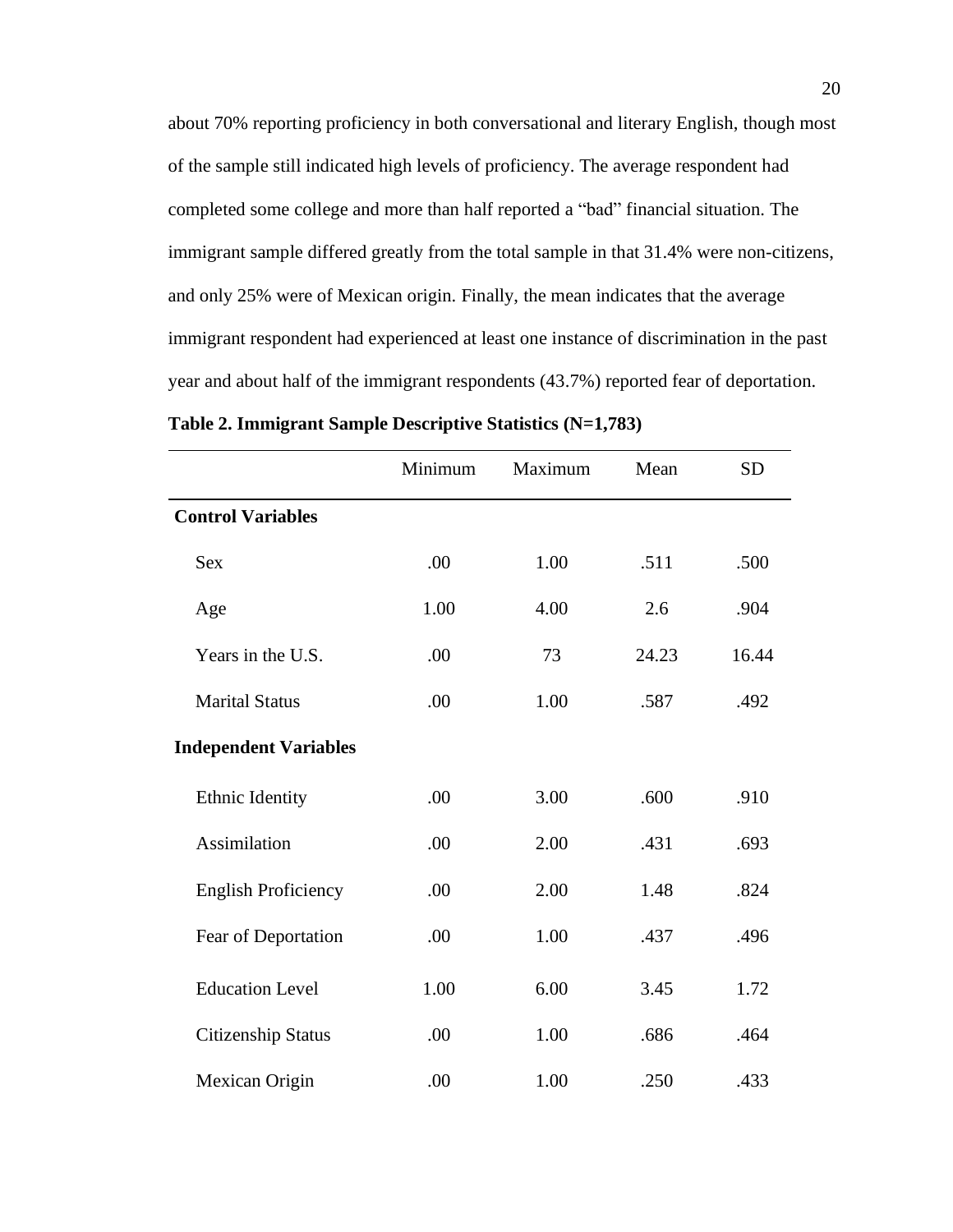about 70% reporting proficiency in both conversational and literary English, though most of the sample still indicated high levels of proficiency. The average respondent had completed some college and more than half reported a "bad" financial situation. The immigrant sample differed greatly from the total sample in that 31.4% were non-citizens, and only 25% were of Mexican origin. Finally, the mean indicates that the average immigrant respondent had experienced at least one instance of discrimination in the past year and about half of the immigrant respondents (43.7%) reported fear of deportation.

**Table 2. Immigrant Sample Descriptive Statistics (N=1,783)**

| | Minimum | Maximum | Mean | SD |
|---|---|---|---|---|
| **Control Variables** | | | | |
| Sex | .00 | 1.00 | .511 | .500 |
| Age | 1.00 | 4.00 | 2.6 | .904 |
| Years in the U.S. | .00 | 73 | 24.23 | 16.44 |
| Marital Status | .00 | 1.00 | .587 | .492 |
| **Independent Variables** | | | | |
| Ethnic Identity | .00 | 3.00 | .600 | .910 |
| Assimilation | .00 | 2.00 | .431 | .693 |
| English Proficiency | .00 | 2.00 | 1.48 | .824 |
| Fear of Deportation | .00 | 1.00 | .437 | .496 |
| Education Level | 1.00 | 6.00 | 3.45 | 1.72 |
| Citizenship Status | .00 | 1.00 | .686 | .464 |
| Mexican Origin | .00 | 1.00 | .250 | .433 |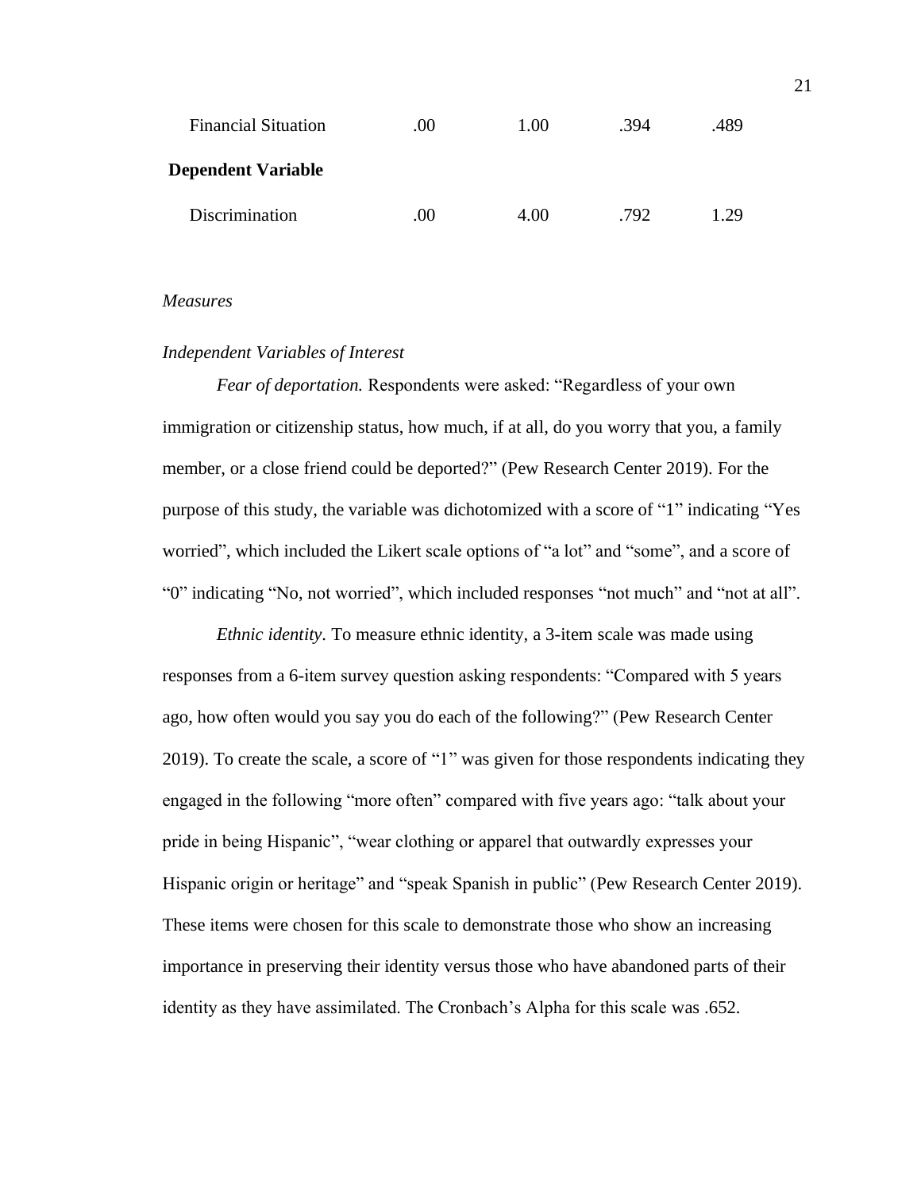| | | | | |
|---|---|---|---|---|
| Financial Situation | .00 | 1.00 | .394 | .489 |
| **Dependent Variable** | | | | |
| Discrimination | .00 | 4.00 | .792 | 1.29 |

*Measures*

*Independent Variables of Interest*

*Fear of deportation.* Respondents were asked: "Regardless of your own immigration or citizenship status, how much, if at all, do you worry that you, a family member, or a close friend could be deported?" (Pew Research Center 2019). For the purpose of this study, the variable was dichotomized with a score of "1" indicating "Yes worried", which included the Likert scale options of "a lot" and "some", and a score of "0" indicating "No, not worried", which included responses "not much" and "not at all".

*Ethnic identity.* To measure ethnic identity, a 3-item scale was made using responses from a 6-item survey question asking respondents: "Compared with 5 years ago, how often would you say you do each of the following?" (Pew Research Center 2019). To create the scale, a score of "1" was given for those respondents indicating they engaged in the following "more often" compared with five years ago: "talk about your pride in being Hispanic", "wear clothing or apparel that outwardly expresses your Hispanic origin or heritage" and "speak Spanish in public" (Pew Research Center 2019). These items were chosen for this scale to demonstrate those who show an increasing importance in preserving their identity versus those who have abandoned parts of their identity as they have assimilated. The Cronbach's Alpha for this scale was .652.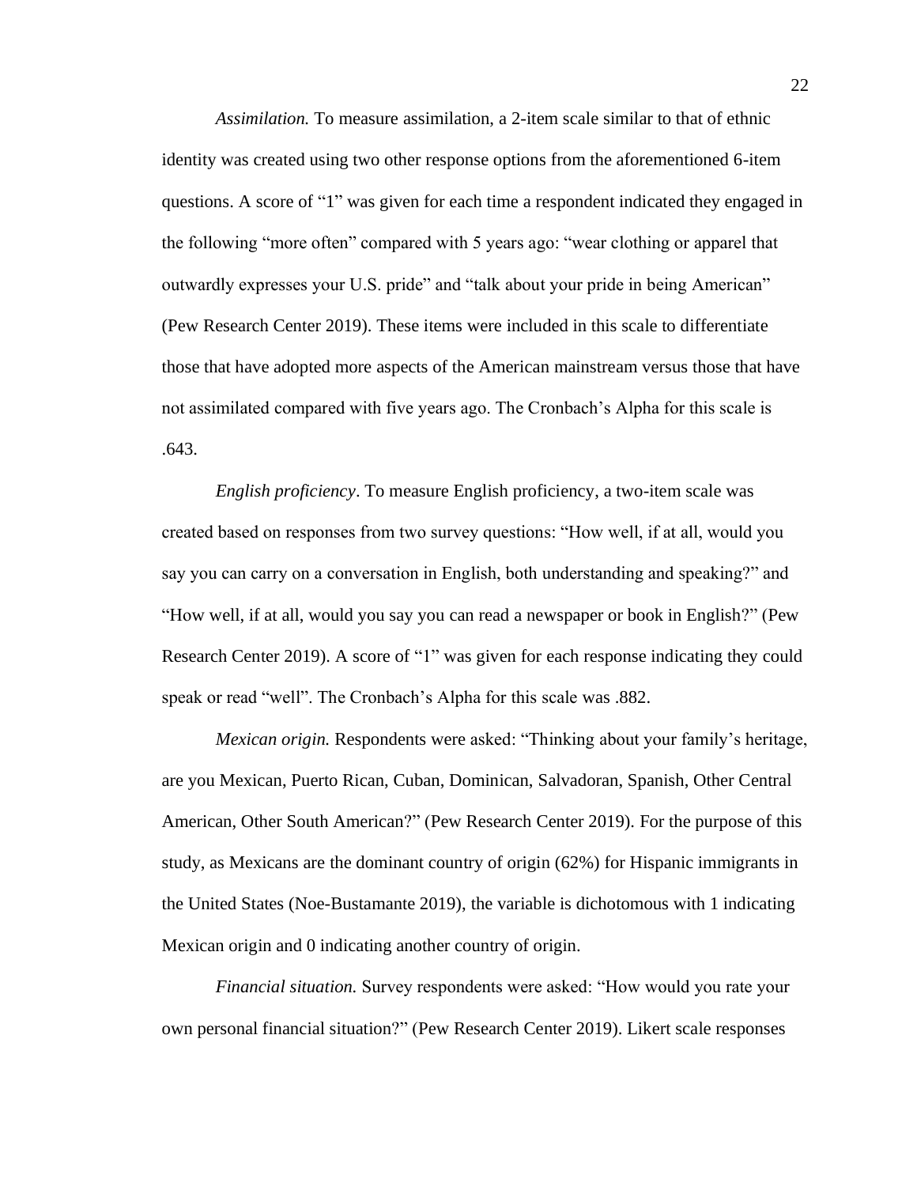*Assimilation.* To measure assimilation, a 2-item scale similar to that of ethnic identity was created using two other response options from the aforementioned 6-item questions. A score of "1" was given for each time a respondent indicated they engaged in the following "more often" compared with 5 years ago: "wear clothing or apparel that outwardly expresses your U.S. pride" and "talk about your pride in being American" (Pew Research Center 2019). These items were included in this scale to differentiate those that have adopted more aspects of the American mainstream versus those that have not assimilated compared with five years ago. The Cronbach's Alpha for this scale is .643.

*English proficiency*. To measure English proficiency, a two-item scale was created based on responses from two survey questions: "How well, if at all, would you say you can carry on a conversation in English, both understanding and speaking?" and "How well, if at all, would you say you can read a newspaper or book in English?" (Pew Research Center 2019). A score of "1" was given for each response indicating they could speak or read "well". The Cronbach's Alpha for this scale was .882.

*Mexican origin.* Respondents were asked: "Thinking about your family's heritage, are you Mexican, Puerto Rican, Cuban, Dominican, Salvadoran, Spanish, Other Central American, Other South American?" (Pew Research Center 2019). For the purpose of this study, as Mexicans are the dominant country of origin (62%) for Hispanic immigrants in the United States (Noe-Bustamante 2019), the variable is dichotomous with 1 indicating Mexican origin and 0 indicating another country of origin.

*Financial situation.* Survey respondents were asked: "How would you rate your own personal financial situation?" (Pew Research Center 2019). Likert scale responses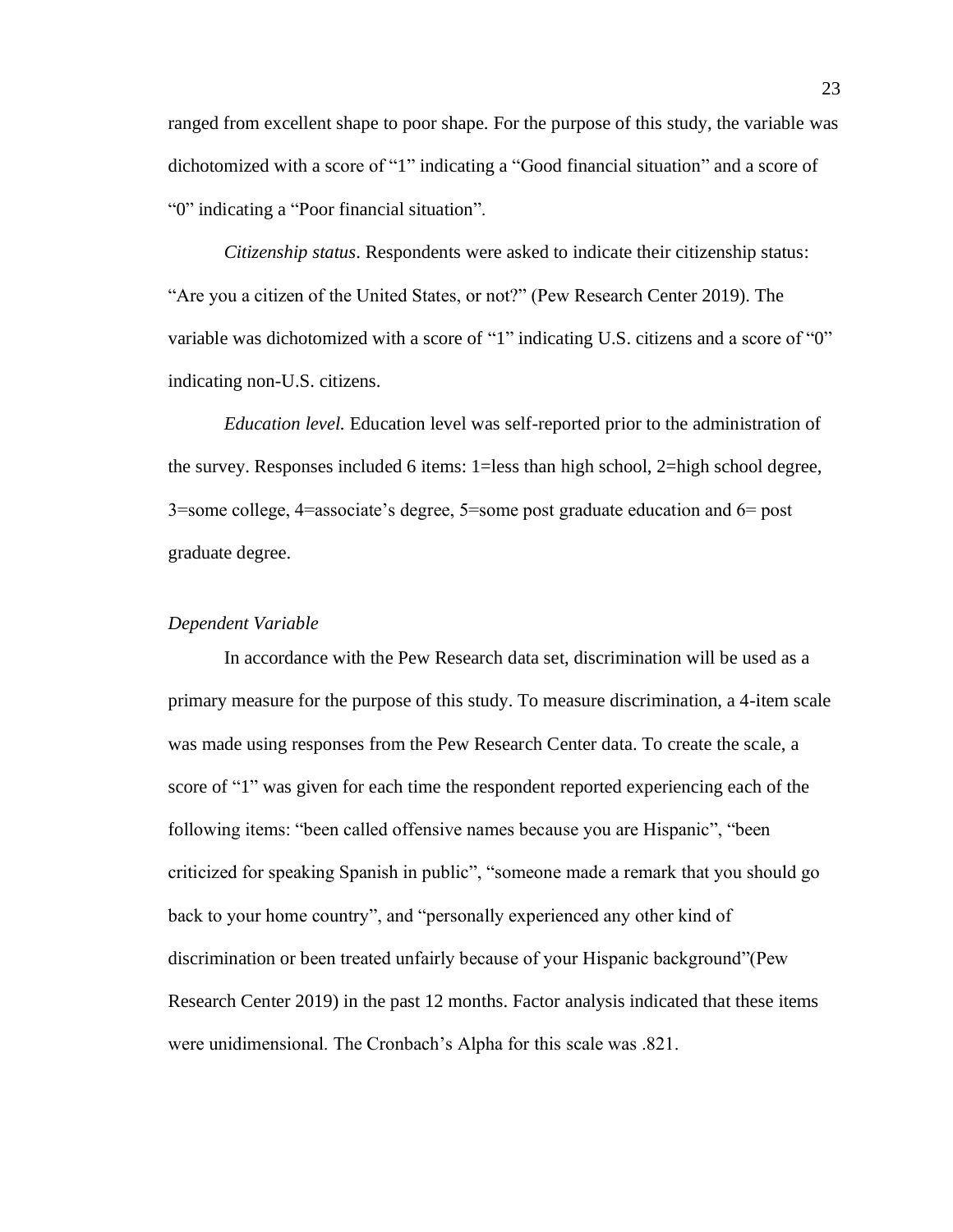ranged from excellent shape to poor shape. For the purpose of this study, the variable was dichotomized with a score of "1" indicating a "Good financial situation" and a score of "0" indicating a "Poor financial situation".

*Citizenship status*. Respondents were asked to indicate their citizenship status: "Are you a citizen of the United States, or not?" (Pew Research Center 2019). The variable was dichotomized with a score of "1" indicating U.S. citizens and a score of "0" indicating non-U.S. citizens.

*Education level.* Education level was self-reported prior to the administration of the survey. Responses included 6 items: 1=less than high school, 2=high school degree, 3=some college, 4=associate's degree, 5=some post graduate education and 6= post graduate degree.

*Dependent Variable*

In accordance with the Pew Research data set, discrimination will be used as a primary measure for the purpose of this study. To measure discrimination, a 4-item scale was made using responses from the Pew Research Center data. To create the scale, a score of "1" was given for each time the respondent reported experiencing each of the following items: "been called offensive names because you are Hispanic", "been criticized for speaking Spanish in public", "someone made a remark that you should go back to your home country", and "personally experienced any other kind of discrimination or been treated unfairly because of your Hispanic background"(Pew Research Center 2019) in the past 12 months. Factor analysis indicated that these items were unidimensional. The Cronbach's Alpha for this scale was .821.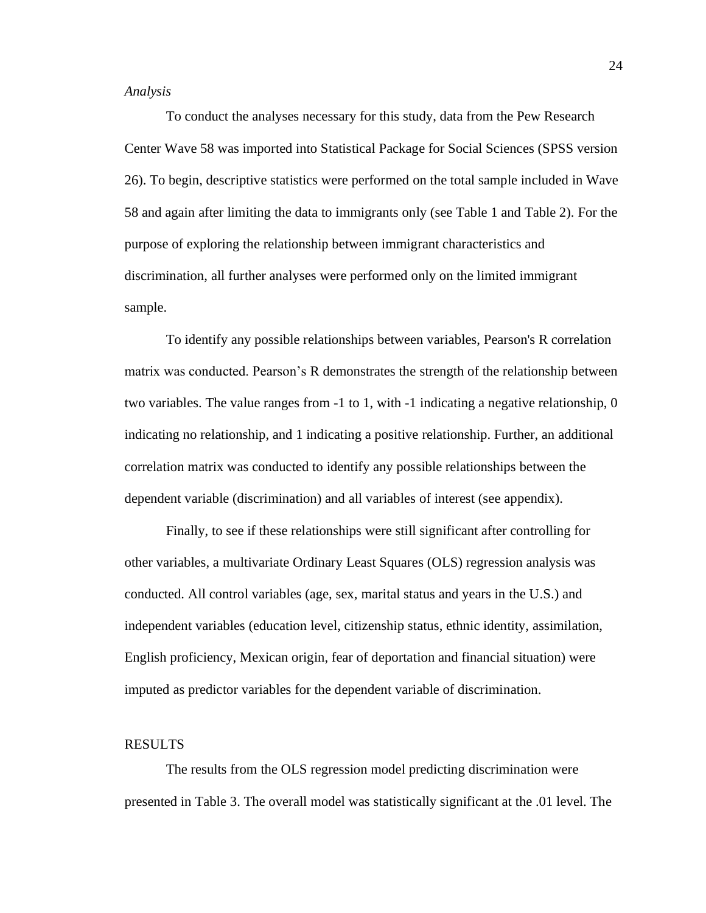*Analysis*

To conduct the analyses necessary for this study, data from the Pew Research Center Wave 58 was imported into Statistical Package for Social Sciences (SPSS version 26). To begin, descriptive statistics were performed on the total sample included in Wave 58 and again after limiting the data to immigrants only (see Table 1 and Table 2). For the purpose of exploring the relationship between immigrant characteristics and discrimination, all further analyses were performed only on the limited immigrant sample.

To identify any possible relationships between variables, Pearson's R correlation matrix was conducted. Pearson's R demonstrates the strength of the relationship between two variables. The value ranges from -1 to 1, with -1 indicating a negative relationship, 0 indicating no relationship, and 1 indicating a positive relationship. Further, an additional correlation matrix was conducted to identify any possible relationships between the dependent variable (discrimination) and all variables of interest (see appendix).

Finally, to see if these relationships were still significant after controlling for other variables, a multivariate Ordinary Least Squares (OLS) regression analysis was conducted. All control variables (age, sex, marital status and years in the U.S.) and independent variables (education level, citizenship status, ethnic identity, assimilation, English proficiency, Mexican origin, fear of deportation and financial situation) were imputed as predictor variables for the dependent variable of discrimination.

RESULTS

The results from the OLS regression model predicting discrimination were presented in Table 3. The overall model was statistically significant at the .01 level. The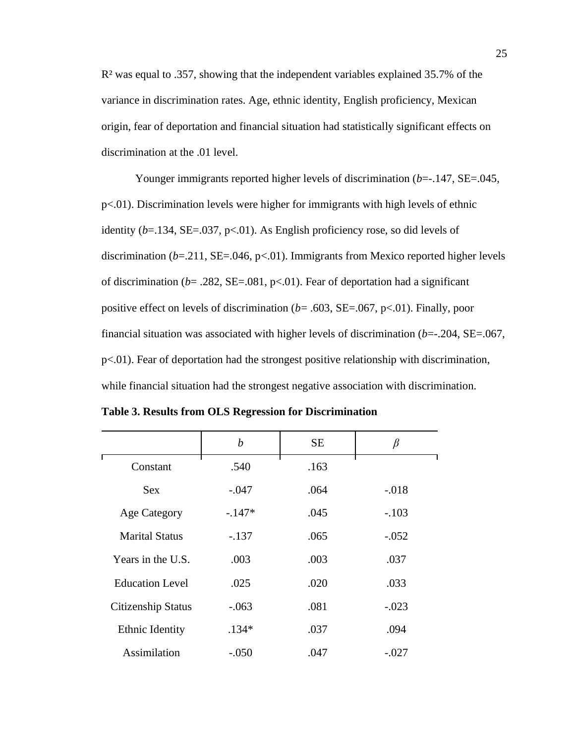$R^2$ was equal to .357, showing that the independent variables explained 35.7% of the variance in discrimination rates. Age, ethnic identity, English proficiency, Mexican origin, fear of deportation and financial situation had statistically significant effects on discrimination at the .01 level.

Younger immigrants reported higher levels of discrimination (*b*=-.147, SE=.045, $p<.01$). Discrimination levels were higher for immigrants with high levels of ethnic identity (*b*=.134, SE=.037, $p<.01$). As English proficiency rose, so did levels of discrimination (*b*=.211, SE=.046, $p<.01$). Immigrants from Mexico reported higher levels of discrimination (*b*= .282, SE=.081, $p<.01$). Fear of deportation had a significant positive effect on levels of discrimination (*b*= .603, SE=.067, $p<.01$). Finally, poor financial situation was associated with higher levels of discrimination (*b*=-.204, SE=.067, $p<.01$). Fear of deportation had the strongest positive relationship with discrimination, while financial situation had the strongest negative association with discrimination.

**Table 3. Results from OLS Regression for Discrimination**

| | *b* | SE | $\beta$ |
|---|---|---|---|
| Constant | .540 | .163 | |
| Sex | -.047 | .064 | -.018 |
| Age Category | -.147* | .045 | -.103 |
| Marital Status | -.137 | .065 | -.052 |
| Years in the U.S. | .003 | .003 | .037 |
| Education Level | .025 | .020 | .033 |
| Citizenship Status | -.063 | .081 | -.023 |
| Ethnic Identity | .134* | .037 | .094 |
| Assimilation | -.050 | .047 | -.027 |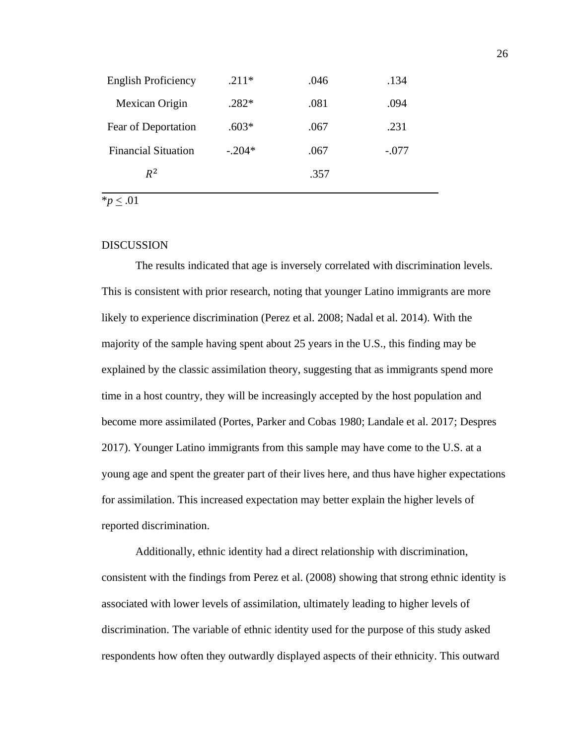| | | | |
|---|---|---|---|
| English Proficiency | .211* | .046 | .134 |
| Mexican Origin | .282* | .081 | .094 |
| Fear of Deportation | .603* | .067 | .231 |
| Financial Situation | -.204* | .067 | -.077 |
| $R^2$ | | .357 | |

*$p \leq .01$

## DISCUSSION

The results indicated that age is inversely correlated with discrimination levels. This is consistent with prior research, noting that younger Latino immigrants are more likely to experience discrimination (Perez et al. 2008; Nadal et al. 2014). With the majority of the sample having spent about 25 years in the U.S., this finding may be explained by the classic assimilation theory, suggesting that as immigrants spend more time in a host country, they will be increasingly accepted by the host population and become more assimilated (Portes, Parker and Cobas 1980; Landale et al. 2017; Despres 2017). Younger Latino immigrants from this sample may have come to the U.S. at a young age and spent the greater part of their lives here, and thus have higher expectations for assimilation. This increased expectation may better explain the higher levels of reported discrimination.

Additionally, ethnic identity had a direct relationship with discrimination, consistent with the findings from Perez et al. (2008) showing that strong ethnic identity is associated with lower levels of assimilation, ultimately leading to higher levels of discrimination. The variable of ethnic identity used for the purpose of this study asked respondents how often they outwardly displayed aspects of their ethnicity. This outward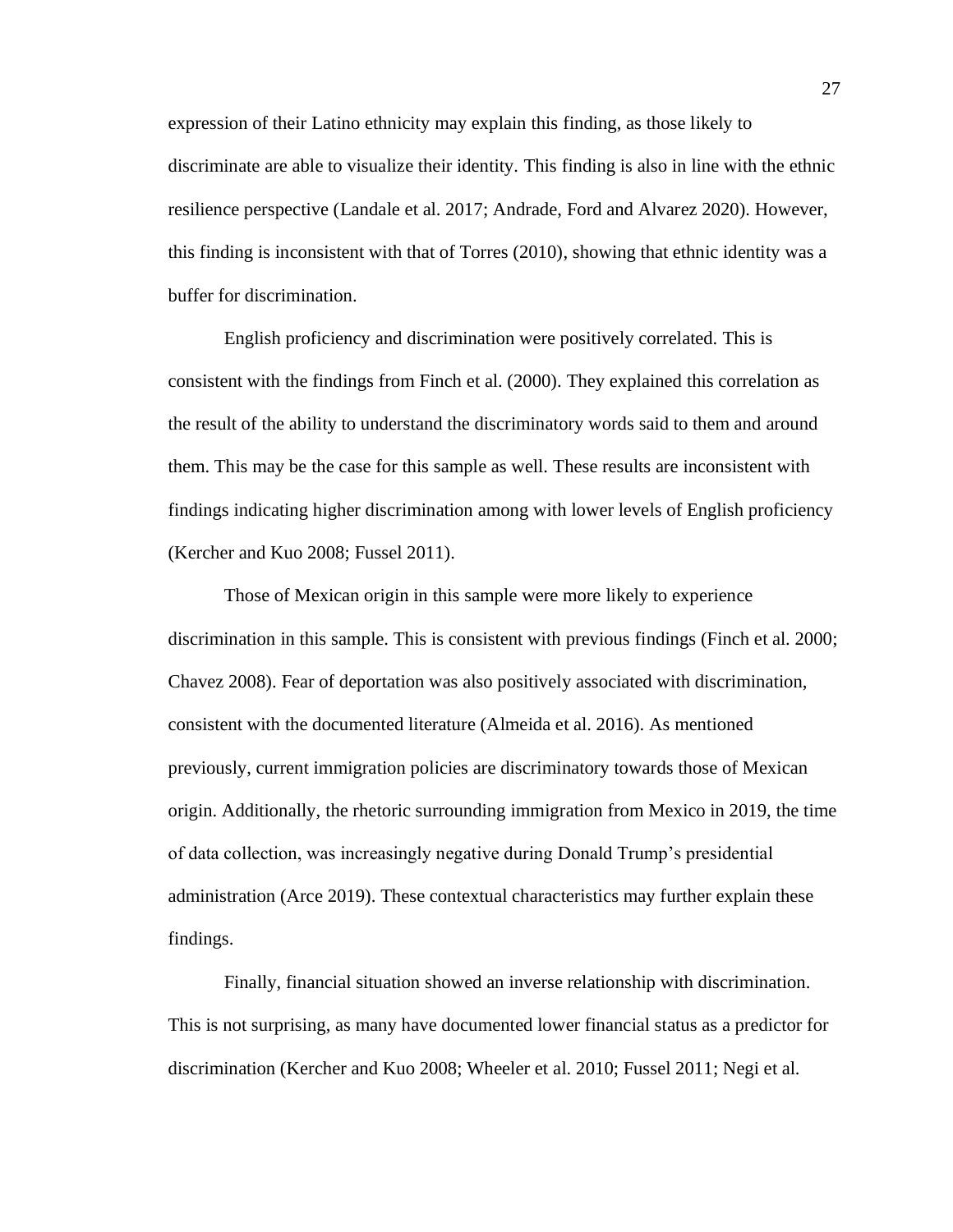expression of their Latino ethnicity may explain this finding, as those likely to discriminate are able to visualize their identity. This finding is also in line with the ethnic resilience perspective (Landale et al. 2017; Andrade, Ford and Alvarez 2020). However, this finding is inconsistent with that of Torres (2010), showing that ethnic identity was a buffer for discrimination.

English proficiency and discrimination were positively correlated. This is consistent with the findings from Finch et al. (2000). They explained this correlation as the result of the ability to understand the discriminatory words said to them and around them. This may be the case for this sample as well. These results are inconsistent with findings indicating higher discrimination among with lower levels of English proficiency (Kercher and Kuo 2008; Fussel 2011).

Those of Mexican origin in this sample were more likely to experience discrimination in this sample. This is consistent with previous findings (Finch et al. 2000; Chavez 2008). Fear of deportation was also positively associated with discrimination, consistent with the documented literature (Almeida et al. 2016). As mentioned previously, current immigration policies are discriminatory towards those of Mexican origin. Additionally, the rhetoric surrounding immigration from Mexico in 2019, the time of data collection, was increasingly negative during Donald Trump's presidential administration (Arce 2019). These contextual characteristics may further explain these findings.

Finally, financial situation showed an inverse relationship with discrimination. This is not surprising, as many have documented lower financial status as a predictor for discrimination (Kercher and Kuo 2008; Wheeler et al. 2010; Fussel 2011; Negi et al.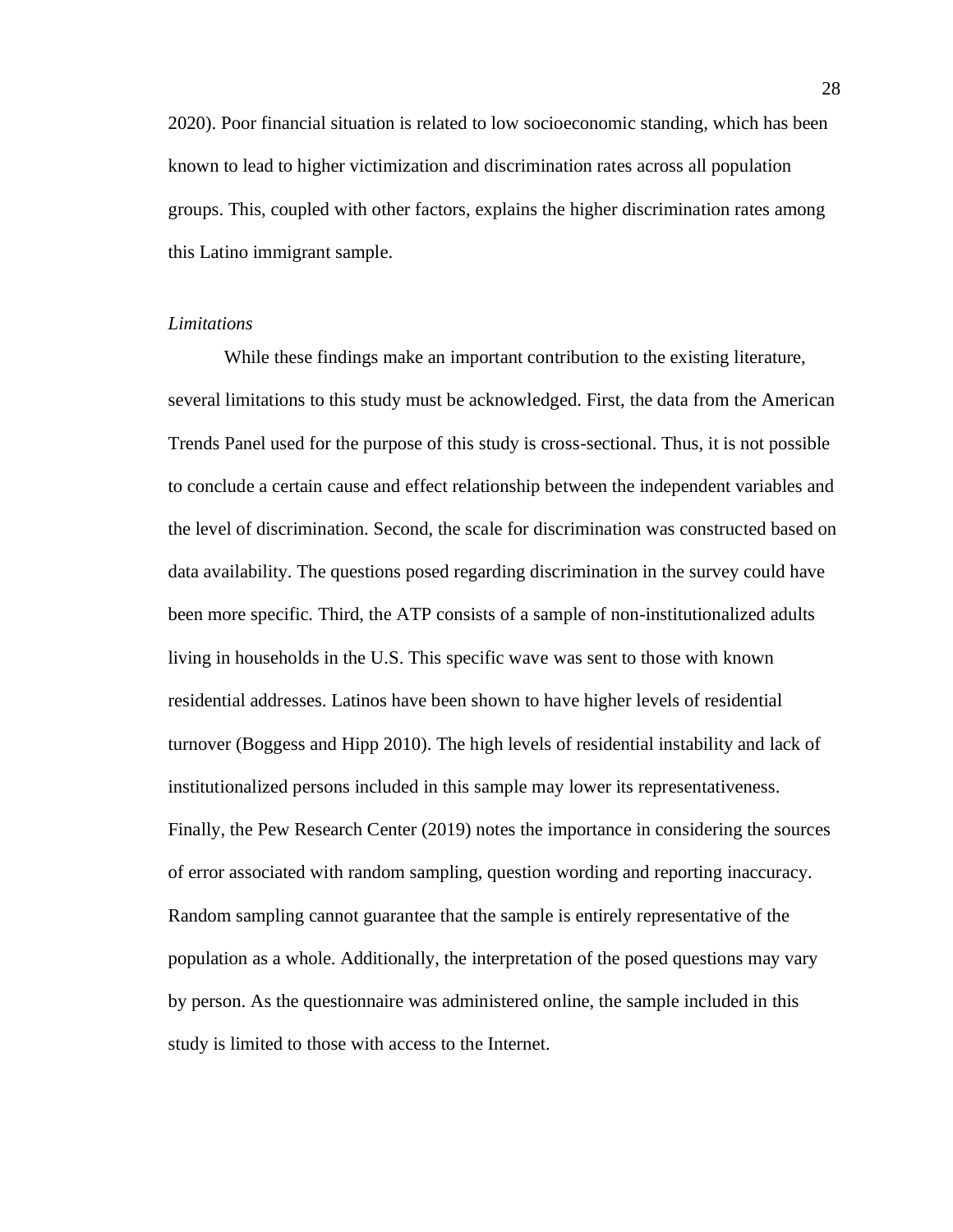2020). Poor financial situation is related to low socioeconomic standing, which has been known to lead to higher victimization and discrimination rates across all population groups. This, coupled with other factors, explains the higher discrimination rates among this Latino immigrant sample.

*Limitations*

While these findings make an important contribution to the existing literature, several limitations to this study must be acknowledged. First, the data from the American Trends Panel used for the purpose of this study is cross-sectional. Thus, it is not possible to conclude a certain cause and effect relationship between the independent variables and the level of discrimination. Second, the scale for discrimination was constructed based on data availability. The questions posed regarding discrimination in the survey could have been more specific. Third, the ATP consists of a sample of non-institutionalized adults living in households in the U.S. This specific wave was sent to those with known residential addresses. Latinos have been shown to have higher levels of residential turnover (Boggess and Hipp 2010). The high levels of residential instability and lack of institutionalized persons included in this sample may lower its representativeness. Finally, the Pew Research Center (2019) notes the importance in considering the sources of error associated with random sampling, question wording and reporting inaccuracy. Random sampling cannot guarantee that the sample is entirely representative of the population as a whole. Additionally, the interpretation of the posed questions may vary by person. As the questionnaire was administered online, the sample included in this study is limited to those with access to the Internet.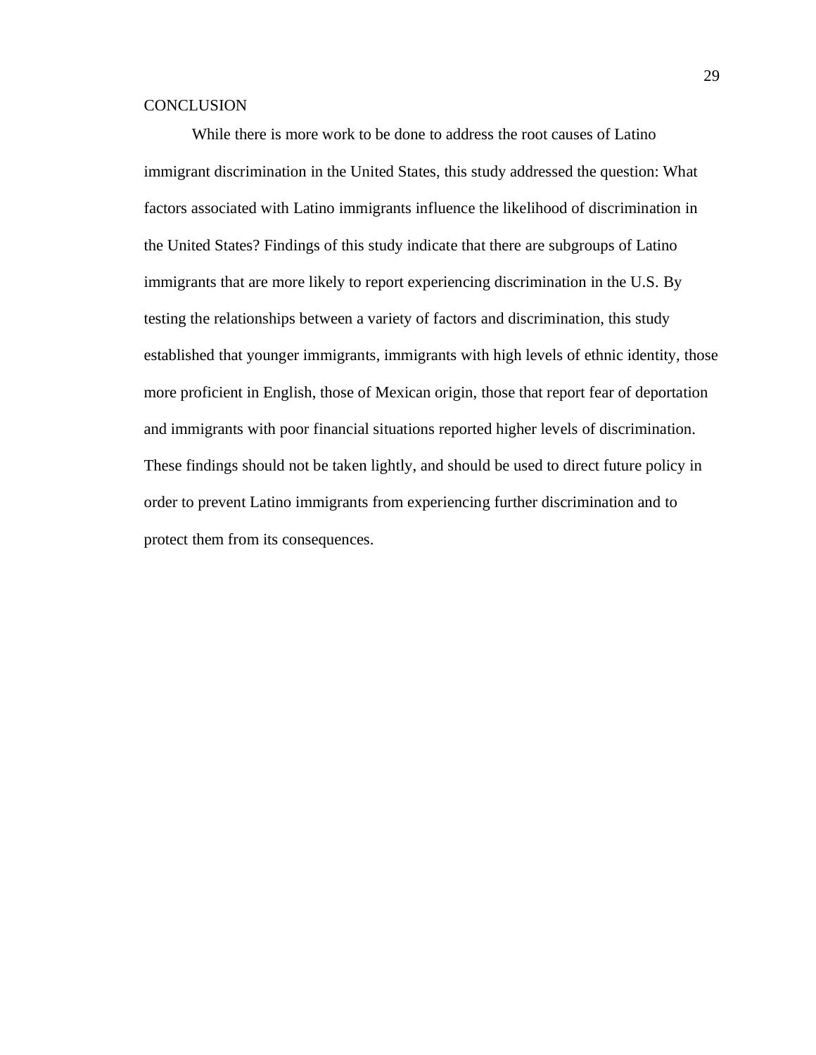## CONCLUSION

While there is more work to be done to address the root causes of Latino immigrant discrimination in the United States, this study addressed the question: What factors associated with Latino immigrants influence the likelihood of discrimination in the United States? Findings of this study indicate that there are subgroups of Latino immigrants that are more likely to report experiencing discrimination in the U.S. By testing the relationships between a variety of factors and discrimination, this study established that younger immigrants, immigrants with high levels of ethnic identity, those more proficient in English, those of Mexican origin, those that report fear of deportation and immigrants with poor financial situations reported higher levels of discrimination. These findings should not be taken lightly, and should be used to direct future policy in order to prevent Latino immigrants from experiencing further discrimination and to protect them from its consequences.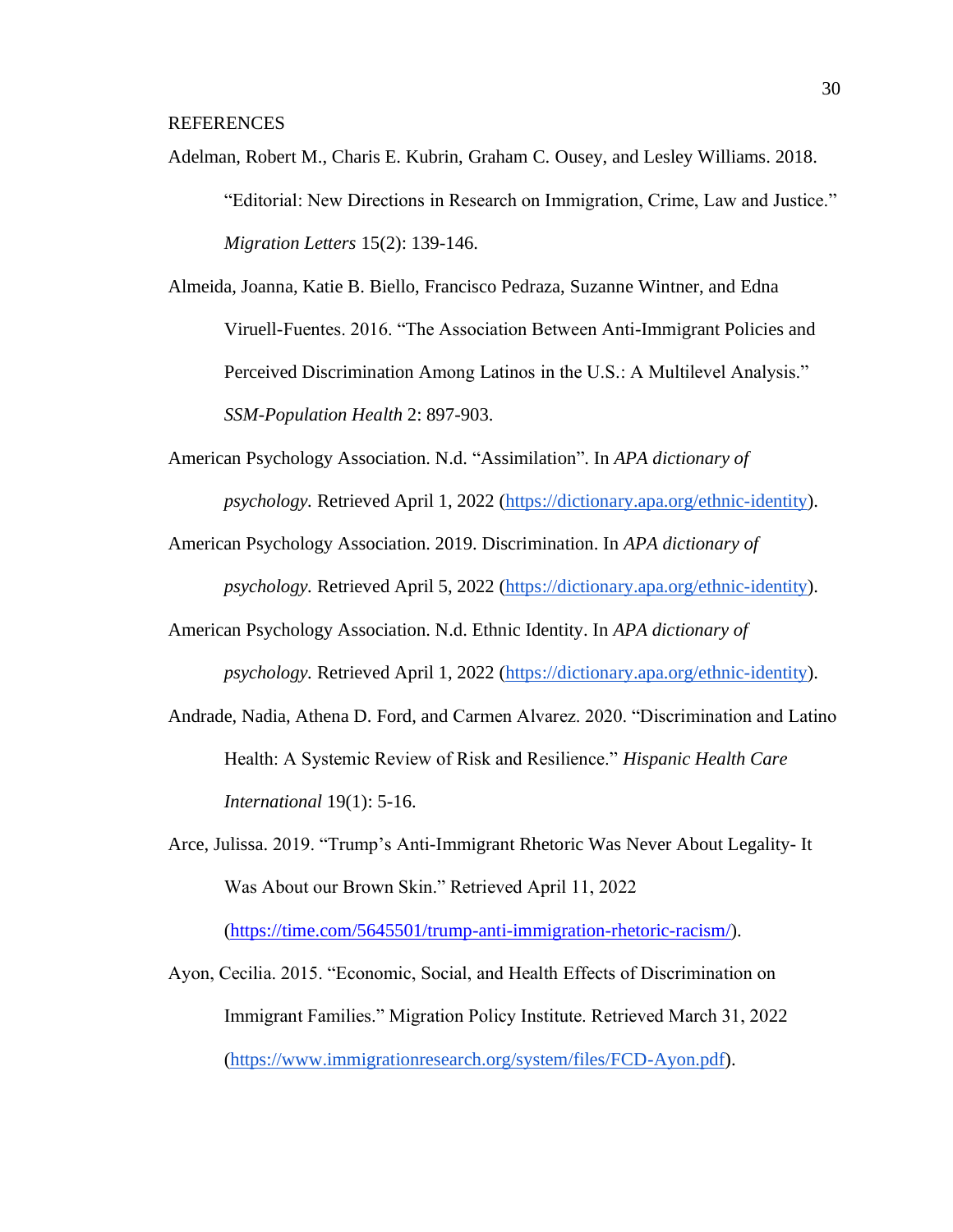REFERENCES

Adelman, Robert M., Charis E. Kubrin, Graham C. Ousey, and Lesley Williams. 2018. "Editorial: New Directions in Research on Immigration, Crime, Law and Justice." *Migration Letters* 15(2): 139-146.

Almeida, Joanna, Katie B. Biello, Francisco Pedraza, Suzanne Wintner, and Edna Viruell-Fuentes. 2016. "The Association Between Anti-Immigrant Policies and Perceived Discrimination Among Latinos in the U.S.: A Multilevel Analysis." *SSM-Population Health* 2: 897-903.

American Psychology Association. N.d. "Assimilation". In *APA dictionary of psychology.* Retrieved April 1, 2022 (https://dictionary.apa.org/ethnic-identity).

American Psychology Association. 2019. Discrimination. In *APA dictionary of psychology.* Retrieved April 5, 2022 (https://dictionary.apa.org/ethnic-identity).

American Psychology Association. N.d. Ethnic Identity. In *APA dictionary of psychology.* Retrieved April 1, 2022 (https://dictionary.apa.org/ethnic-identity).

Andrade, Nadia, Athena D. Ford, and Carmen Alvarez. 2020. "Discrimination and Latino Health: A Systemic Review of Risk and Resilience." *Hispanic Health Care International* 19(1): 5-16.

Arce, Julissa. 2019. "Trump's Anti-Immigrant Rhetoric Was Never About Legality- It Was About our Brown Skin." Retrieved April 11, 2022 (https://time.com/5645501/trump-anti-immigration-rhetoric-racism/).

Ayon, Cecilia. 2015. "Economic, Social, and Health Effects of Discrimination on Immigrant Families." Migration Policy Institute. Retrieved March 31, 2022 (https://www.immigrationresearch.org/system/files/FCD-Ayon.pdf).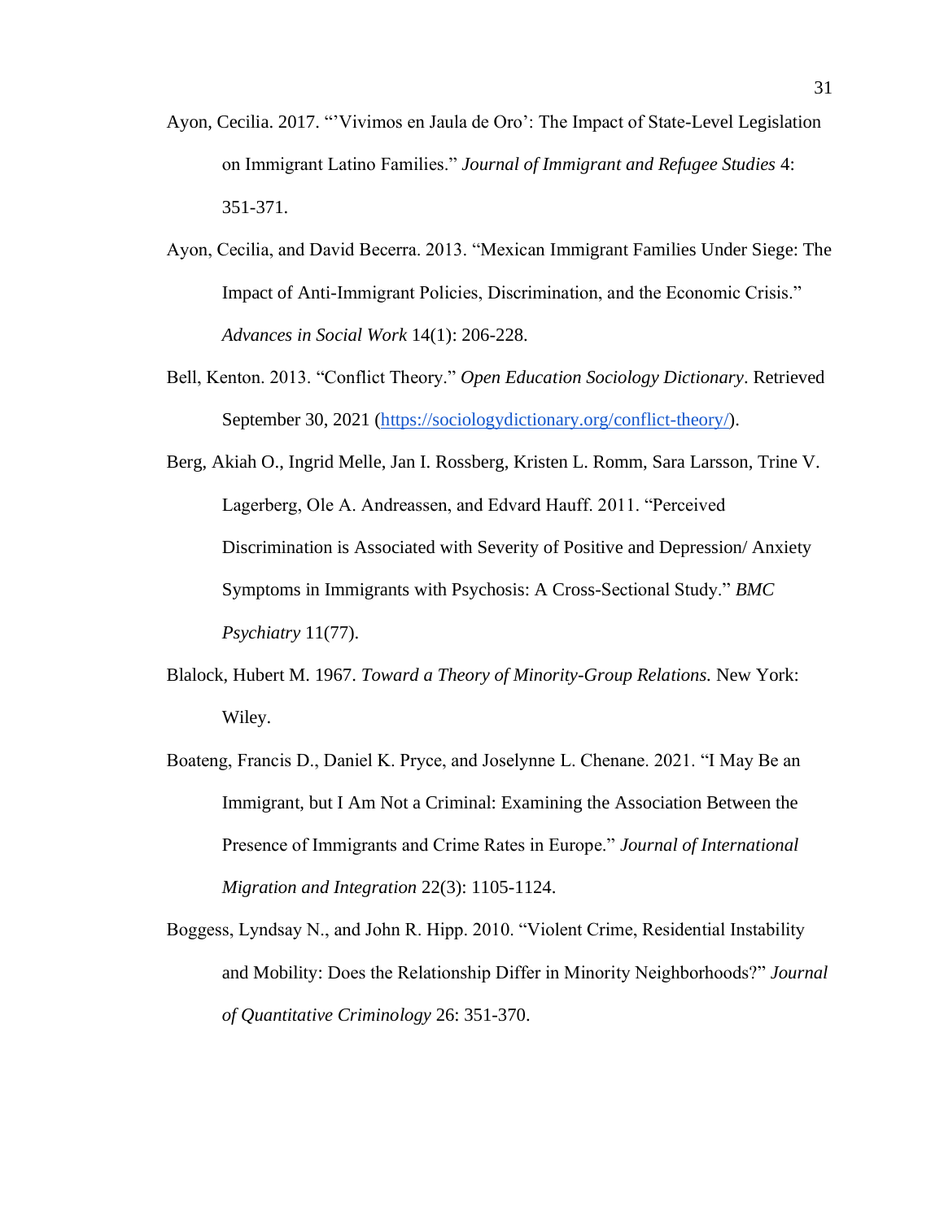Ayon, Cecilia. 2017. "'Vivimos en Jaula de Oro': The Impact of State-Level Legislation on Immigrant Latino Families." *Journal of Immigrant and Refugee Studies* 4: 351-371.

Ayon, Cecilia, and David Becerra. 2013. "Mexican Immigrant Families Under Siege: The Impact of Anti-Immigrant Policies, Discrimination, and the Economic Crisis." *Advances in Social Work* 14(1): 206-228.

Bell, Kenton. 2013. "Conflict Theory." *Open Education Sociology Dictionary*. Retrieved September 30, 2021 (https://sociologydictionary.org/conflict-theory/).

Berg, Akiah O., Ingrid Melle, Jan I. Rossberg, Kristen L. Romm, Sara Larsson, Trine V. Lagerberg, Ole A. Andreassen, and Edvard Hauff. 2011. "Perceived Discrimination is Associated with Severity of Positive and Depression/ Anxiety Symptoms in Immigrants with Psychosis: A Cross-Sectional Study." *BMC Psychiatry* 11(77).

Blalock, Hubert M. 1967. *Toward a Theory of Minority-Group Relations.* New York: Wiley.

Boateng, Francis D., Daniel K. Pryce, and Joselynne L. Chenane. 2021. "I May Be an Immigrant, but I Am Not a Criminal: Examining the Association Between the Presence of Immigrants and Crime Rates in Europe." *Journal of International Migration and Integration* 22(3): 1105-1124.

Boggess, Lyndsay N., and John R. Hipp. 2010. "Violent Crime, Residential Instability and Mobility: Does the Relationship Differ in Minority Neighborhoods?" *Journal of Quantitative Criminology* 26: 351-370.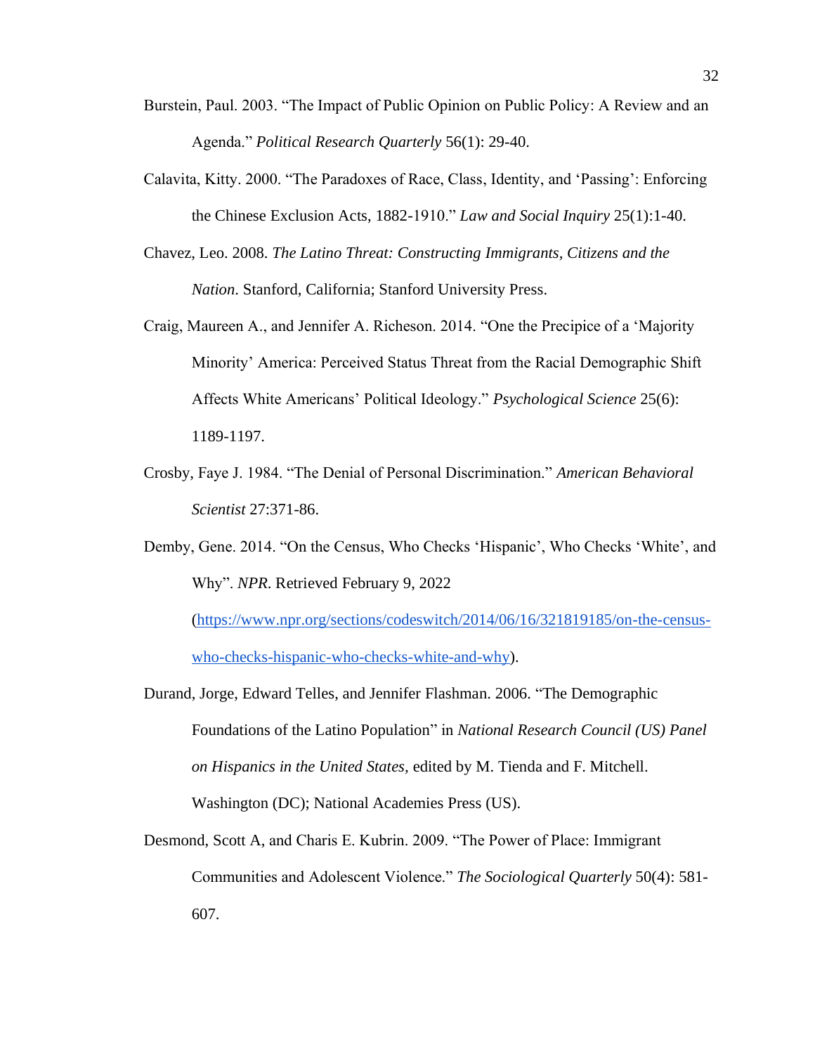Burstein, Paul. 2003. "The Impact of Public Opinion on Public Policy: A Review and an Agenda." *Political Research Quarterly* 56(1): 29-40.

Calavita, Kitty. 2000. "The Paradoxes of Race, Class, Identity, and 'Passing': Enforcing the Chinese Exclusion Acts, 1882-1910." *Law and Social Inquiry* 25(1):1-40.

Chavez, Leo. 2008. *The Latino Threat: Constructing Immigrants, Citizens and the Nation.* Stanford, California; Stanford University Press.

Craig, Maureen A., and Jennifer A. Richeson. 2014. "One the Precipice of a 'Majority Minority' America: Perceived Status Threat from the Racial Demographic Shift Affects White Americans' Political Ideology." *Psychological Science* 25(6): 1189-1197.

Crosby, Faye J. 1984. "The Denial of Personal Discrimination." *American Behavioral Scientist* 27:371-86.

Demby, Gene. 2014. "On the Census, Who Checks 'Hispanic', Who Checks 'White', and Why". *NPR*. Retrieved February 9, 2022 (https://www.npr.org/sections/codeswitch/2014/06/16/321819185/on-the-census-who-checks-hispanic-who-checks-white-and-why).

Durand, Jorge, Edward Telles, and Jennifer Flashman. 2006. "The Demographic Foundations of the Latino Population" in *National Research Council (US) Panel on Hispanics in the United States,* edited by M. Tienda and F. Mitchell. Washington (DC); National Academies Press (US).

Desmond, Scott A, and Charis E. Kubrin. 2009. "The Power of Place: Immigrant Communities and Adolescent Violence." *The Sociological Quarterly* 50(4): 581-607.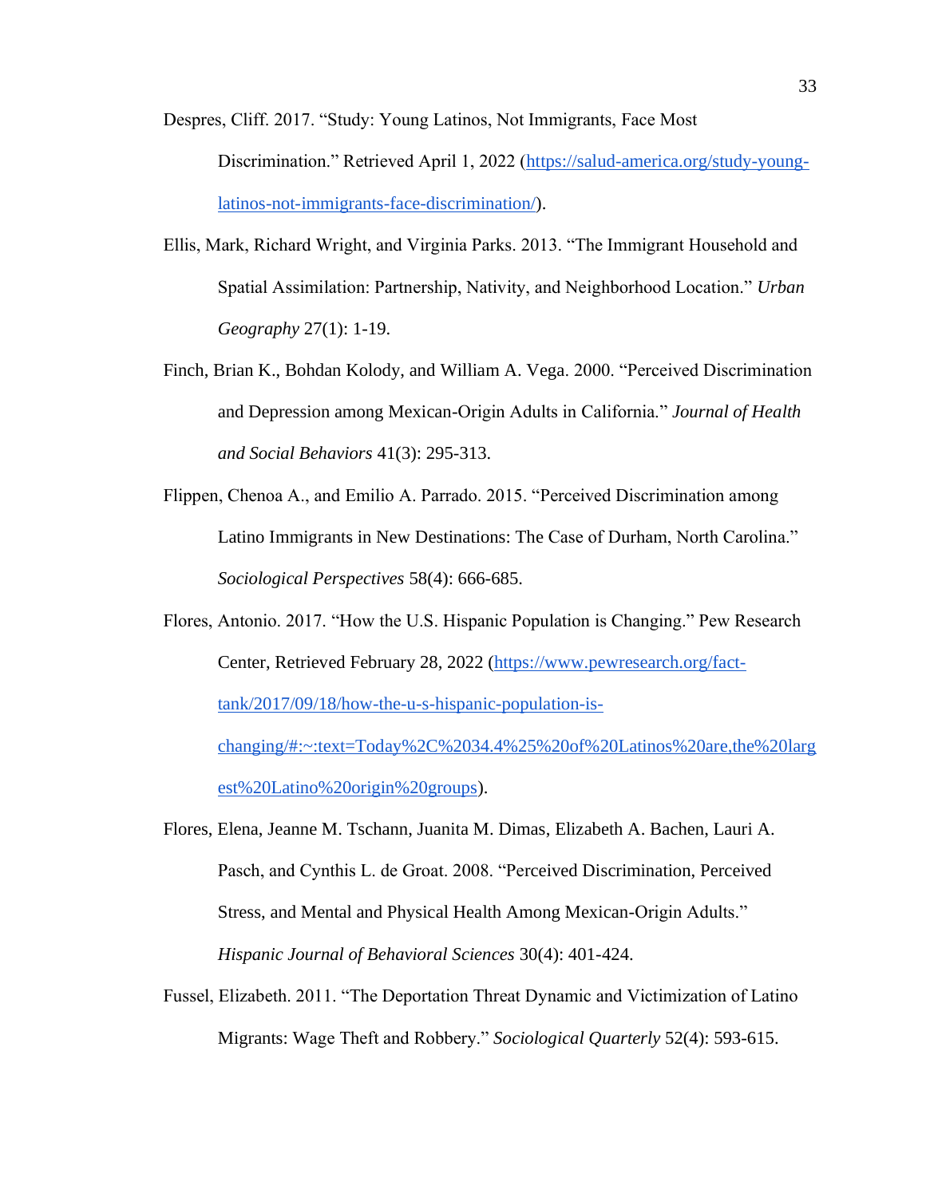Despres, Cliff. 2017. "Study: Young Latinos, Not Immigrants, Face Most Discrimination." Retrieved April 1, 2022 ([https://salud-america.org/study-young-latinos-not-immigrants-face-discrimination/](https://salud-america.org/study-young-latinos-not-immigrants-face-discrimination/)).

Ellis, Mark, Richard Wright, and Virginia Parks. 2013. "The Immigrant Household and Spatial Assimilation: Partnership, Nativity, and Neighborhood Location." *Urban Geography* 27(1): 1-19.

Finch, Brian K., Bohdan Kolody, and William A. Vega. 2000. "Perceived Discrimination and Depression among Mexican-Origin Adults in California." *Journal of Health and Social Behaviors* 41(3): 295-313.

Flippen, Chenoa A., and Emilio A. Parrado. 2015. "Perceived Discrimination among Latino Immigrants in New Destinations: The Case of Durham, North Carolina." *Sociological Perspectives* 58(4): 666-685.

Flores, Antonio. 2017. "How the U.S. Hispanic Population is Changing." Pew Research Center, Retrieved February 28, 2022 ([https://www.pewresearch.org/fact-tank/2017/09/18/how-the-u-s-hispanic-population-is-changing/#:~:text=Today%2C%2034.4%25%20of%20Latinos%20are,the%20largest%20Latino%20origin%20groups](https://www.pewresearch.org/fact-tank/2017/09/18/how-the-u-s-hispanic-population-is-changing/#:~:text=Today%2C%2034.4%25%20of%20Latinos%20are,the%20largest%20Latino%20origin%20groups)).

Flores, Elena, Jeanne M. Tschann, Juanita M. Dimas, Elizabeth A. Bachen, Lauri A. Pasch, and Cynthis L. de Groat. 2008. "Perceived Discrimination, Perceived Stress, and Mental and Physical Health Among Mexican-Origin Adults." *Hispanic Journal of Behavioral Sciences* 30(4): 401-424.

Fussel, Elizabeth. 2011. "The Deportation Threat Dynamic and Victimization of Latino Migrants: Wage Theft and Robbery." *Sociological Quarterly* 52(4): 593-615.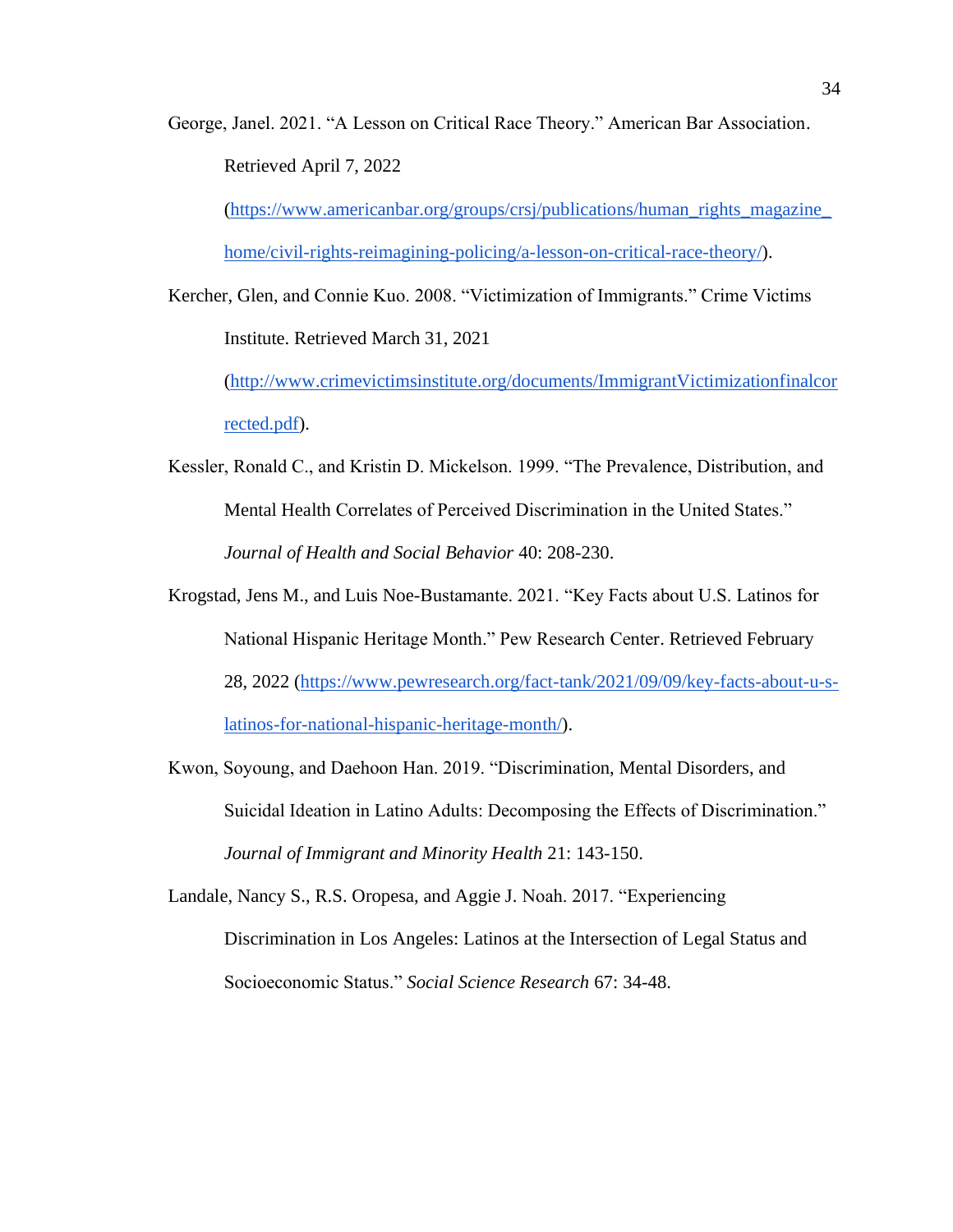George, Janel. 2021. "A Lesson on Critical Race Theory." American Bar Association. Retrieved April 7, 2022 (https://www.americanbar.org/groups/crsj/publications/human_rights_magazine_home/civil-rights-reimagining-policing/a-lesson-on-critical-race-theory/).

Kercher, Glen, and Connie Kuo. 2008. "Victimization of Immigrants." Crime Victims Institute. Retrieved March 31, 2021 (http://www.crimevictimsinstitute.org/documents/ImmigrantVictimizationfinalcorrected.pdf).

Kessler, Ronald C., and Kristin D. Mickelson. 1999. "The Prevalence, Distribution, and Mental Health Correlates of Perceived Discrimination in the United States." *Journal of Health and Social Behavior* 40: 208-230.

Krogstad, Jens M., and Luis Noe-Bustamante. 2021. "Key Facts about U.S. Latinos for National Hispanic Heritage Month." Pew Research Center. Retrieved February 28, 2022 (https://www.pewresearch.org/fact-tank/2021/09/09/key-facts-about-u-s-latinos-for-national-hispanic-heritage-month/).

Kwon, Soyoung, and Daehoon Han. 2019. "Discrimination, Mental Disorders, and Suicidal Ideation in Latino Adults: Decomposing the Effects of Discrimination." *Journal of Immigrant and Minority Health* 21: 143-150.

Landale, Nancy S., R.S. Oropesa, and Aggie J. Noah. 2017. "Experiencing Discrimination in Los Angeles: Latinos at the Intersection of Legal Status and Socioeconomic Status." *Social Science Research* 67: 34-48.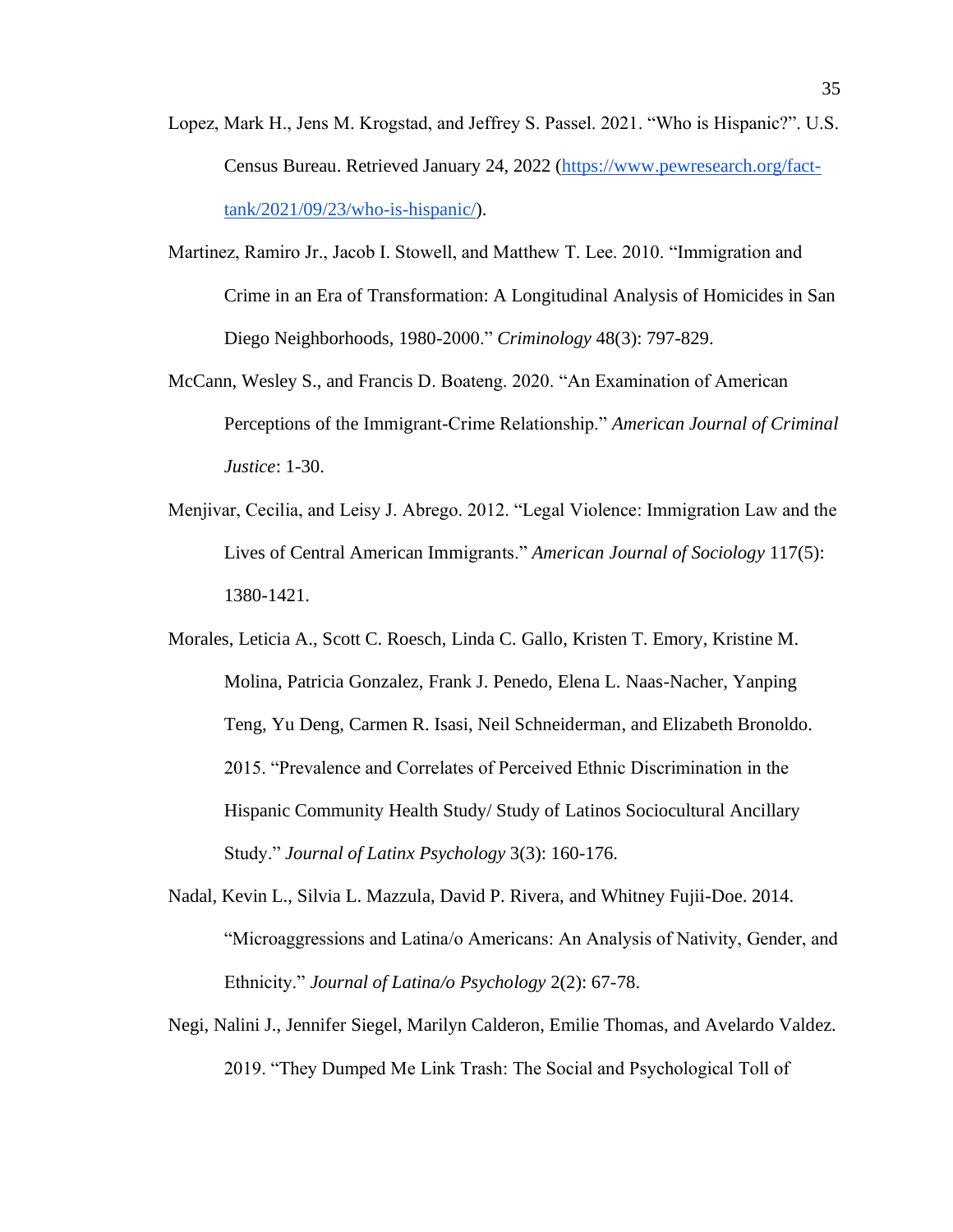Lopez, Mark H., Jens M. Krogstad, and Jeffrey S. Passel. 2021. "Who is Hispanic?". U.S. Census Bureau. Retrieved January 24, 2022 (https://www.pewresearch.org/fact-tank/2021/09/23/who-is-hispanic/).

Martinez, Ramiro Jr., Jacob I. Stowell, and Matthew T. Lee. 2010. "Immigration and Crime in an Era of Transformation: A Longitudinal Analysis of Homicides in San Diego Neighborhoods, 1980-2000." *Criminology* 48(3): 797-829.

McCann, Wesley S., and Francis D. Boateng. 2020. "An Examination of American Perceptions of the Immigrant-Crime Relationship." *American Journal of Criminal Justice*: 1-30.

Menjivar, Cecilia, and Leisy J. Abrego. 2012. "Legal Violence: Immigration Law and the Lives of Central American Immigrants." *American Journal of Sociology* 117(5): 1380-1421.

Morales, Leticia A., Scott C. Roesch, Linda C. Gallo, Kristen T. Emory, Kristine M. Molina, Patricia Gonzalez, Frank J. Penedo, Elena L. Naas-Nacher, Yanping Teng, Yu Deng, Carmen R. Isasi, Neil Schneiderman, and Elizabeth Bronoldo. 2015. "Prevalence and Correlates of Perceived Ethnic Discrimination in the Hispanic Community Health Study/ Study of Latinos Sociocultural Ancillary Study." *Journal of Latinx Psychology* 3(3): 160-176.

Nadal, Kevin L., Silvia L. Mazzula, David P. Rivera, and Whitney Fujii-Doe. 2014. "Microaggressions and Latina/o Americans: An Analysis of Nativity, Gender, and Ethnicity." *Journal of Latina/o Psychology* 2(2): 67-78.

Negi, Nalini J., Jennifer Siegel, Marilyn Calderon, Emilie Thomas, and Avelardo Valdez. 2019. "They Dumped Me Link Trash: The Social and Psychological Toll of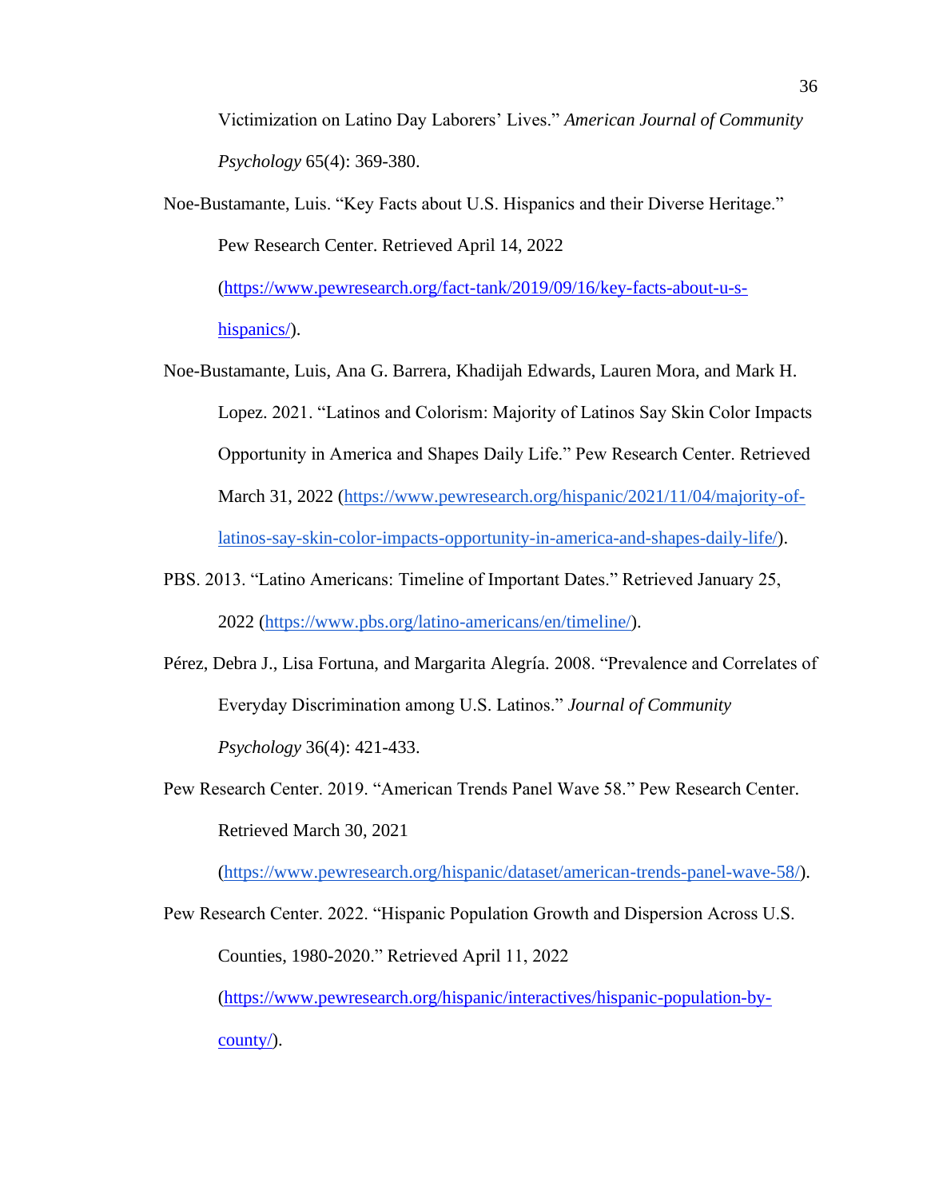Victimization on Latino Day Laborers' Lives." *American Journal of Community Psychology* 65(4): 369-380.

Noe-Bustamante, Luis. "Key Facts about U.S. Hispanics and their Diverse Heritage." Pew Research Center. Retrieved April 14, 2022 (https://www.pewresearch.org/fact-tank/2019/09/16/key-facts-about-u-s-hispanics/).

Noe-Bustamante, Luis, Ana G. Barrera, Khadijah Edwards, Lauren Mora, and Mark H. Lopez. 2021. "Latinos and Colorism: Majority of Latinos Say Skin Color Impacts Opportunity in America and Shapes Daily Life." Pew Research Center. Retrieved March 31, 2022 (https://www.pewresearch.org/hispanic/2021/11/04/majority-of-latinos-say-skin-color-impacts-opportunity-in-america-and-shapes-daily-life/).

PBS. 2013. "Latino Americans: Timeline of Important Dates." Retrieved January 25, 2022 (https://www.pbs.org/latino-americans/en/timeline/).

Pérez, Debra J., Lisa Fortuna, and Margarita Alegría. 2008. "Prevalence and Correlates of Everyday Discrimination among U.S. Latinos." *Journal of Community Psychology* 36(4): 421-433.

Pew Research Center. 2019. "American Trends Panel Wave 58." Pew Research Center. Retrieved March 30, 2021 (https://www.pewresearch.org/hispanic/dataset/american-trends-panel-wave-58/).

Pew Research Center. 2022. "Hispanic Population Growth and Dispersion Across U.S. Counties, 1980-2020." Retrieved April 11, 2022 (https://www.pewresearch.org/hispanic/interactives/hispanic-population-by-county/).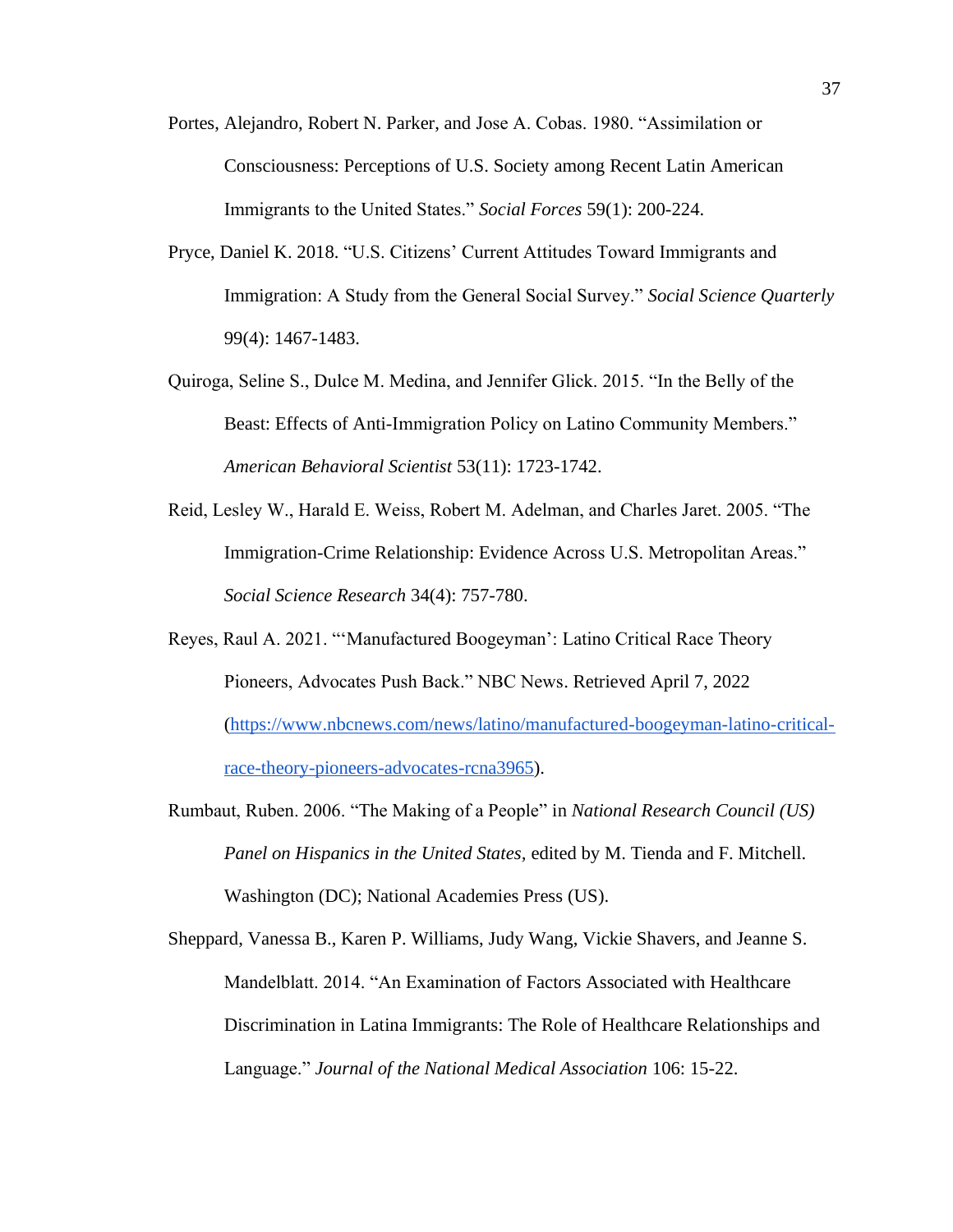Portes, Alejandro, Robert N. Parker, and Jose A. Cobas. 1980. "Assimilation or Consciousness: Perceptions of U.S. Society among Recent Latin American Immigrants to the United States." *Social Forces* 59(1): 200-224.

Pryce, Daniel K. 2018. "U.S. Citizens' Current Attitudes Toward Immigrants and Immigration: A Study from the General Social Survey." *Social Science Quarterly* 99(4): 1467-1483.

Quiroga, Seline S., Dulce M. Medina, and Jennifer Glick. 2015. "In the Belly of the Beast: Effects of Anti-Immigration Policy on Latino Community Members." *American Behavioral Scientist* 53(11): 1723-1742.

Reid, Lesley W., Harald E. Weiss, Robert M. Adelman, and Charles Jaret. 2005. "The Immigration-Crime Relationship: Evidence Across U.S. Metropolitan Areas." *Social Science Research* 34(4): 757-780.

Reyes, Raul A. 2021. "'Manufactured Boogeyman': Latino Critical Race Theory Pioneers, Advocates Push Back." NBC News. Retrieved April 7, 2022 (https://www.nbcnews.com/news/latino/manufactured-boogeyman-latino-critical-race-theory-pioneers-advocates-rcna3965).

Rumbaut, Ruben. 2006. "The Making of a People" in *National Research Council (US) Panel on Hispanics in the United States,* edited by M. Tienda and F. Mitchell. Washington (DC); National Academies Press (US).

Sheppard, Vanessa B., Karen P. Williams, Judy Wang, Vickie Shavers, and Jeanne S. Mandelblatt. 2014. "An Examination of Factors Associated with Healthcare Discrimination in Latina Immigrants: The Role of Healthcare Relationships and Language." *Journal of the National Medical Association* 106: 15-22.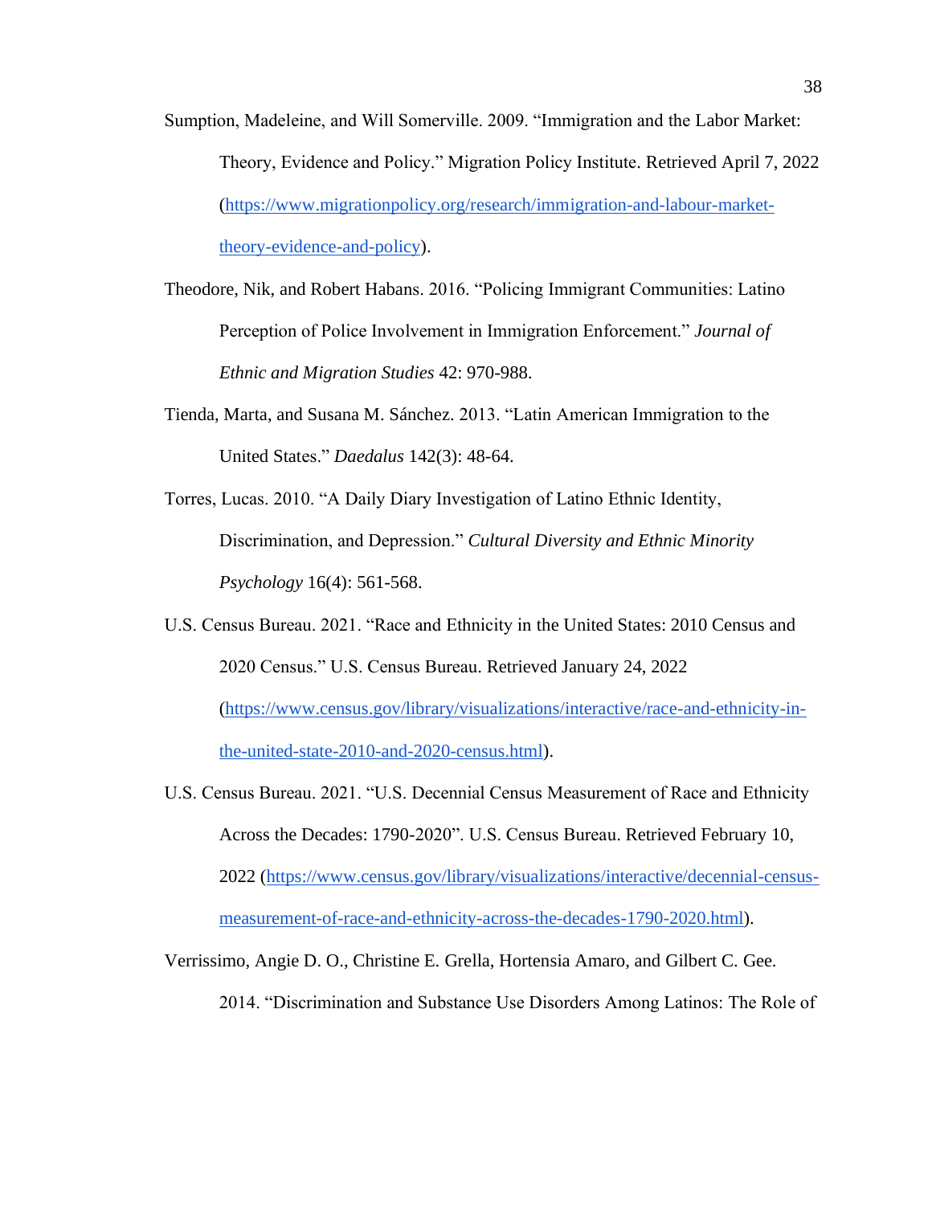Sumption, Madeleine, and Will Somerville. 2009. "Immigration and the Labor Market: Theory, Evidence and Policy." Migration Policy Institute. Retrieved April 7, 2022 (https://www.migrationpolicy.org/research/immigration-and-labour-market-theory-evidence-and-policy).

Theodore, Nik, and Robert Habans. 2016. "Policing Immigrant Communities: Latino Perception of Police Involvement in Immigration Enforcement." *Journal of Ethnic and Migration Studies* 42: 970-988.

Tienda, Marta, and Susana M. Sánchez. 2013. "Latin American Immigration to the United States." *Daedalus* 142(3): 48-64.

Torres, Lucas. 2010. "A Daily Diary Investigation of Latino Ethnic Identity, Discrimination, and Depression." *Cultural Diversity and Ethnic Minority Psychology* 16(4): 561-568.

U.S. Census Bureau. 2021. "Race and Ethnicity in the United States: 2010 Census and 2020 Census." U.S. Census Bureau. Retrieved January 24, 2022 (https://www.census.gov/library/visualizations/interactive/race-and-ethnicity-in-the-united-state-2010-and-2020-census.html).

U.S. Census Bureau. 2021. "U.S. Decennial Census Measurement of Race and Ethnicity Across the Decades: 1790-2020". U.S. Census Bureau. Retrieved February 10, 2022 (https://www.census.gov/library/visualizations/interactive/decennial-census-measurement-of-race-and-ethnicity-across-the-decades-1790-2020.html).

Verrissimo, Angie D. O., Christine E. Grella, Hortensia Amaro, and Gilbert C. Gee. 2014. "Discrimination and Substance Use Disorders Among Latinos: The Role of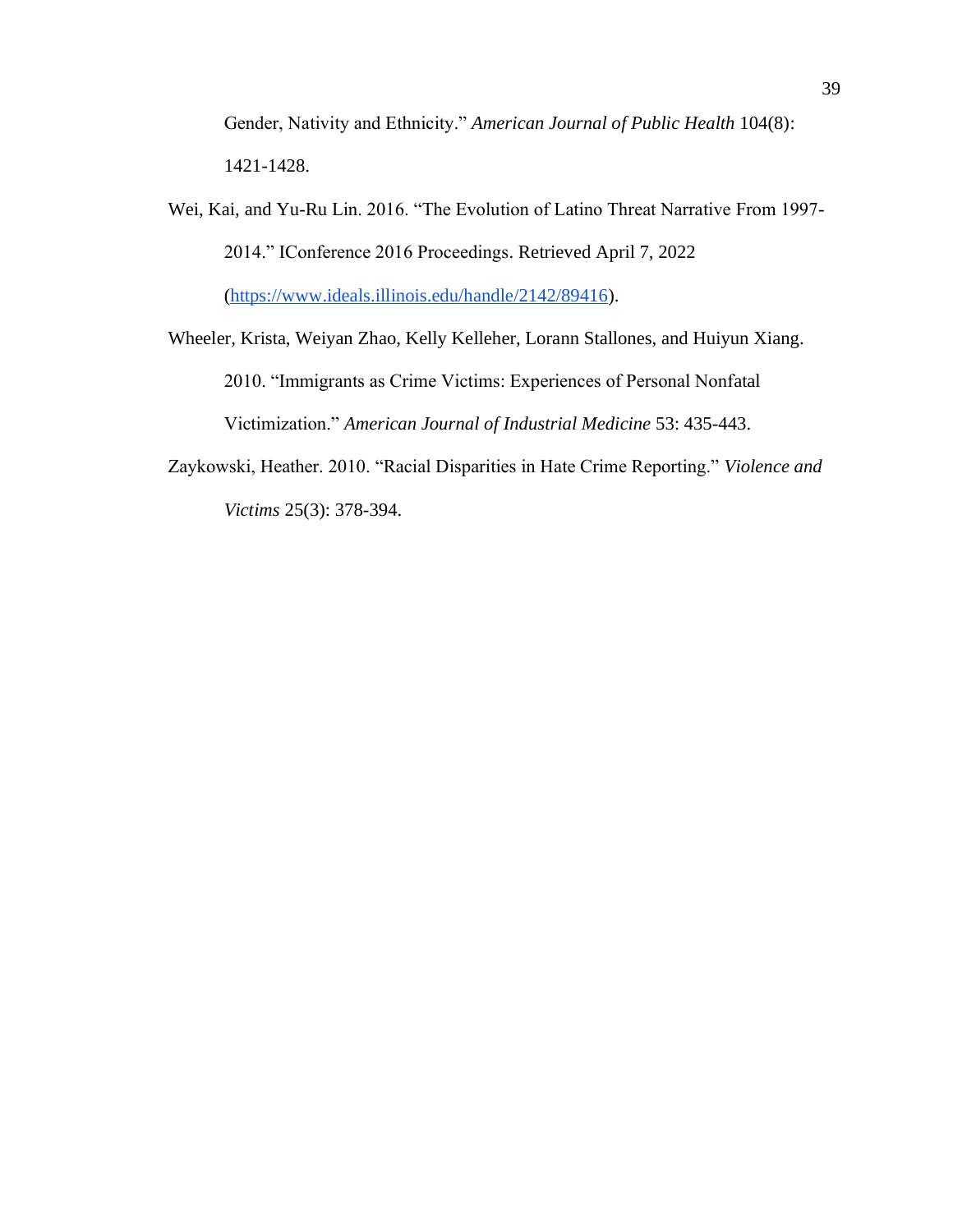Gender, Nativity and Ethnicity." *American Journal of Public Health* 104(8): 1421-1428.

Wei, Kai, and Yu-Ru Lin. 2016. "The Evolution of Latino Threat Narrative From 1997-2014." IConference 2016 Proceedings. Retrieved April 7, 2022 (https://www.ideals.illinois.edu/handle/2142/89416).

Wheeler, Krista, Weiyan Zhao, Kelly Kelleher, Lorann Stallones, and Huiyun Xiang. 2010. "Immigrants as Crime Victims: Experiences of Personal Nonfatal Victimization." *American Journal of Industrial Medicine* 53: 435-443.

Zaykowski, Heather. 2010. "Racial Disparities in Hate Crime Reporting." *Violence and Victims* 25(3): 378-394.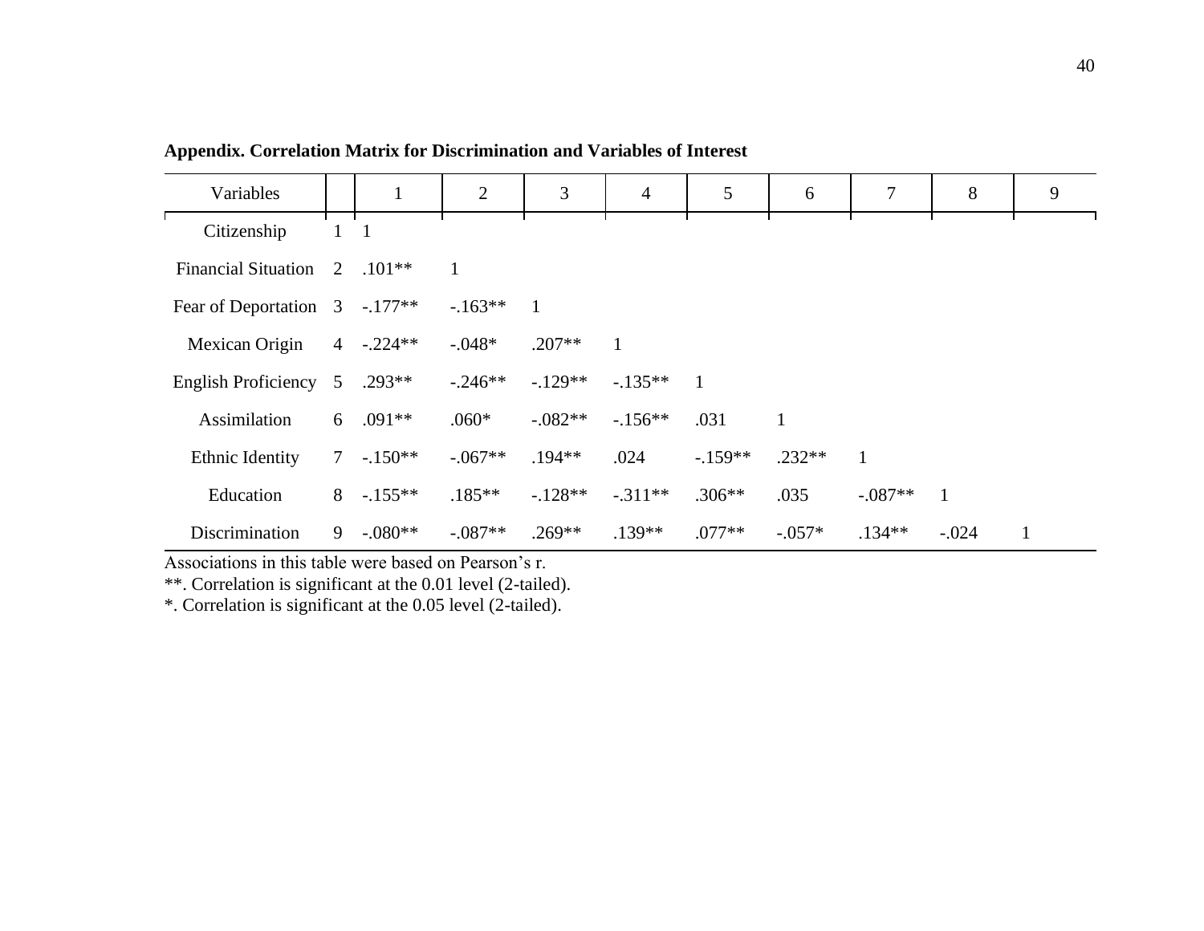**Appendix. Correlation Matrix for Discrimination and Variables of Interest**

| Variables | | 1 | 2 | 3 | 4 | 5 | 6 | 7 | 8 | 9 |
|---|---|---|---|---|---|---|---|---|---|---|
| Citizenship | 1 | 1 | | | | | | | | |
| Financial Situation | 2 | .101** | 1 | | | | | | | |
| Fear of Deportation | 3 | -.177** | -.163** | 1 | | | | | | |
| Mexican Origin | 4 | -.224** | -.048* | .207** | 1 | | | | | |
| English Proficiency | 5 | .293** | -.246** | -.129** | -.135** | 1 | | | | |
| Assimilation | 6 | .091** | .060* | -.082** | -.156** | .031 | 1 | | | |
| Ethnic Identity | 7 | -.150** | -.067** | .194** | .024 | -.159** | .232** | 1 | | |
| Education | 8 | -.155** | .185** | -.128** | -.311** | .306** | .035 | -.087** | 1 | |
| Discrimination | 9 | -.080** | -.087** | .269** | .139** | .077** | -.057* | .134** | -.024 | 1 |

Associations in this table were based on Pearson's r.

**. Correlation is significant at the 0.01 level (2-tailed).

*. Correlation is significant at the 0.05 level (2-tailed).